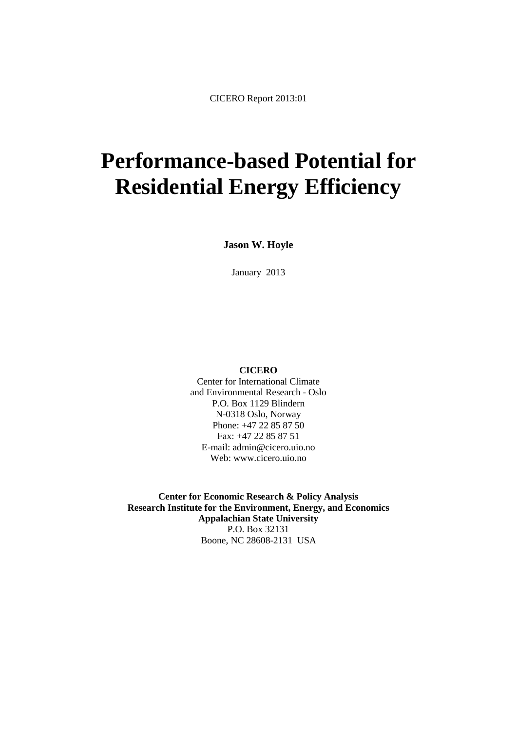CICERO Report 2013:01

# Performance-based Potential for Residential Energy Efficiency

**Jason W. Hoyle**

January 2013

**CICERO**
Center for International Climate
and Environmental Research - Oslo
P.O. Box 1129 Blindern
N-0318 Oslo, Norway
Phone: +47 22 85 87 50
Fax: +47 22 85 87 51
E-mail: admin@cicero.uio.no
Web: www.cicero.uio.no

**Center for Economic Research & Policy Analysis**
**Research Institute for the Environment, Energy, and Economics**
**Appalachian State University**
P.O. Box 32131
Boone, NC 28608-2131 USA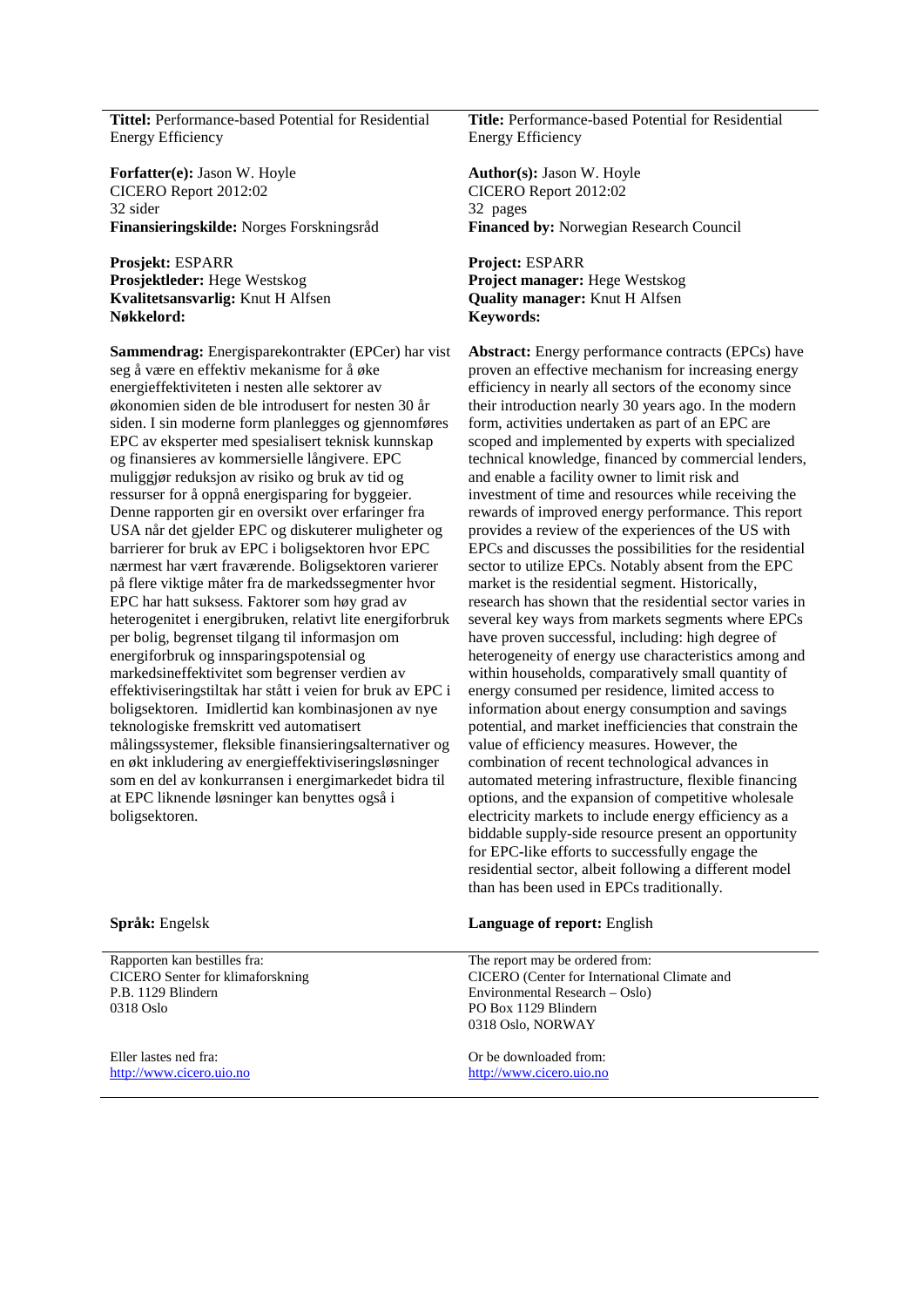**Tittel:** Performance-based Potential for Residential Energy Efficiency

**Forfatter(e):** Jason W. Hoyle
CICERO Report 2012:02
32 sider
**Finansieringskilde:** Norges Forskningsråd

**Prosjekt:** ESPARR
**Prosjektleder:** Hege Westskog
**Kvalitetsansvarlig:** Knut H Alfsen
**Nøkkelord:**

**Sammendrag:** Energisparekontrakter (EPCer) har vist seg å være en effektiv mekanisme for å øke energieffektiviteten i nesten alle sektorer av økonomien siden de ble introdusert for nesten 30 år siden. I sin moderne form planlegges og gjennomføres EPC av eksperter med spesialisert teknisk kunnskap og finansieres av kommersielle långivere. EPC muliggjør reduksjon av risiko og bruk av tid og ressurser for å oppnå energisparing for byggeier. Denne rapporten gir en oversikt over erfaringer fra USA når det gjelder EPC og diskuterer muligheter og barrierer for bruk av EPC i boligsektoren hvor EPC nærmest har vært fraværende. Boligsektoren varierer på flere viktige måter fra de markedssegmenter hvor EPC har hatt suksess. Faktorer som høy grad av heterogenitet i energibruken, relativt lite energiforbruk per bolig, begrenset tilgang til informasjon om energiforbruk og innsparingspotensial og markedsineffektivitet som begrenser verdien av effektiviseringstiltak har stått i veien for bruk av EPC i boligsektoren. Imidlertid kan kombinasjonen av nye teknologiske fremskritt ved automatisert målingssystemer, fleksible finansieringsalternativer og en økt inkludering av energieffektiviseringsløsninger som en del av konkurransen i energimarkedet bidra til at EPC liknende løsninger kan benyttes også i boligsektoren.

**Språk:** Engelsk

Rapporten kan bestilles fra:
CICERO Senter for klimaforskning
P.B. 1129 Blindern
0318 Oslo

Eller lastes ned fra:
http://www.cicero.uio.no

**Title:** Performance-based Potential for Residential Energy Efficiency

**Author(s):** Jason W. Hoyle
CICERO Report 2012:02
32 pages
**Financed by:** Norwegian Research Council

**Project:** ESPARR
**Project manager:** Hege Westskog
**Quality manager:** Knut H Alfsen
**Keywords:**

**Abstract:** Energy performance contracts (EPCs) have proven an effective mechanism for increasing energy efficiency in nearly all sectors of the economy since their introduction nearly 30 years ago. In the modern form, activities undertaken as part of an EPC are scoped and implemented by experts with specialized technical knowledge, financed by commercial lenders, and enable a facility owner to limit risk and investment of time and resources while receiving the rewards of improved energy performance. This report provides a review of the experiences of the US with EPCs and discusses the possibilities for the residential sector to utilize EPCs. Notably absent from the EPC market is the residential segment. Historically, research has shown that the residential sector varies in several key ways from markets segments where EPCs have proven successful, including: high degree of heterogeneity of energy use characteristics among and within households, comparatively small quantity of energy consumed per residence, limited access to information about energy consumption and savings potential, and market inefficiencies that constrain the value of efficiency measures. However, the combination of recent technological advances in automated metering infrastructure, flexible financing options, and the expansion of competitive wholesale electricity markets to include energy efficiency as a biddable supply-side resource present an opportunity for EPC-like efforts to successfully engage the residential sector, albeit following a different model than has been used in EPCs traditionally.

**Language of report:** English

The report may be ordered from:
CICERO (Center for International Climate and Environmental Research – Oslo)
PO Box 1129 Blindern
0318 Oslo, NORWAY

Or be downloaded from:
http://www.cicero.uio.no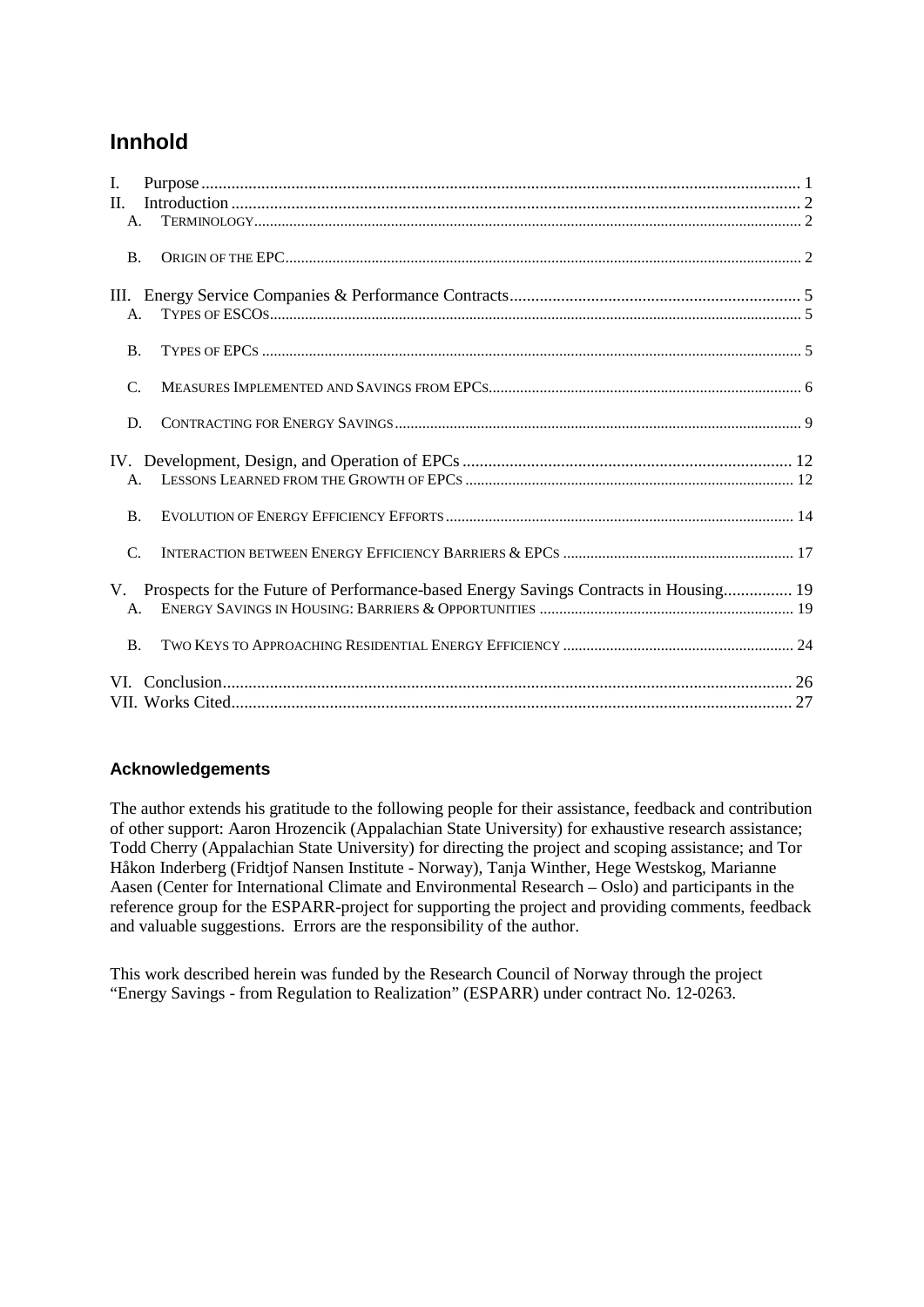# Innhold

I. Purpose ........................................................................................................................................ 1
II. Introduction .................................................................................................................................. 2
  A. TERMINOLOGY ......................................................................................................................... 2
  B. ORIGIN OF THE EPC ................................................................................................................. 2
III. Energy Service Companies & Performance Contracts ..................................................................... 5
  A. TYPES OF ESCOS ...................................................................................................................... 5
  B. TYPES OF EPCS ........................................................................................................................ 5
  C. MEASURES IMPLEMENTED AND SAVINGS FROM EPCS ............................................................... 6
  D. CONTRACTING FOR ENERGY SAVINGS ...................................................................................... 9
IV. Development, Design, and Operation of EPCs ............................................................................. 12
  A. LESSONS LEARNED FROM THE GROWTH OF EPCS .................................................................. 12
  B. EVOLUTION OF ENERGY EFFICIENCY EFFORTS ....................................................................... 14
  C. INTERACTION BETWEEN ENERGY EFFICIENCY BARRIERS & EPCS .......................................... 17
V. Prospects for the Future of Performance-based Energy Savings Contracts in Housing ................ 19
  A. ENERGY SAVINGS IN HOUSING: BARRIERS & OPPORTUNITIES ............................................... 19
  B. TWO KEYS TO APPROACHING RESIDENTIAL ENERGY EFFICIENCY .......................................... 24
VI. Conclusion .................................................................................................................................. 26
VII. Works Cited ................................................................................................................................ 27

### Acknowledgements

The author extends his gratitude to the following people for their assistance, feedback and contribution of other support: Aaron Hrozencik (Appalachian State University) for exhaustive research assistance; Todd Cherry (Appalachian State University) for directing the project and scoping assistance; and Tor Håkon Inderberg (Fridtjof Nansen Institute - Norway), Tanja Winther, Hege Westskog, Marianne Aasen (Center for International Climate and Environmental Research – Oslo) and participants in the reference group for the ESPARR-project for supporting the project and providing comments, feedback and valuable suggestions. Errors are the responsibility of the author.

This work described herein was funded by the Research Council of Norway through the project "Energy Savings - from Regulation to Realization" (ESPARR) under contract No. 12-0263.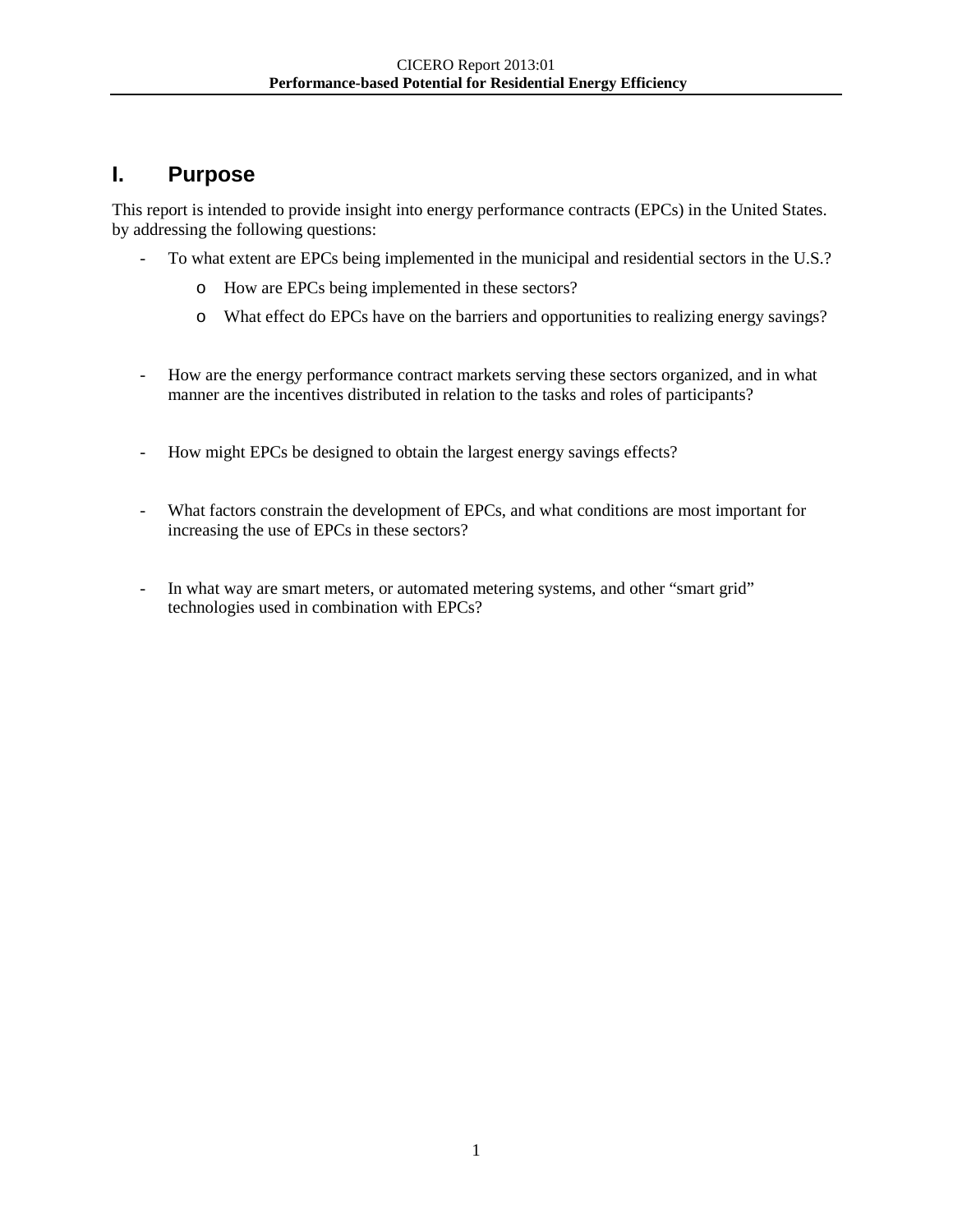# I. Purpose

This report is intended to provide insight into energy performance contracts (EPCs) in the United States. by addressing the following questions:

- To what extent are EPCs being implemented in the municipal and residential sectors in the U.S.?
  - How are EPCs being implemented in these sectors?
  - What effect do EPCs have on the barriers and opportunities to realizing energy savings?
- How are the energy performance contract markets serving these sectors organized, and in what manner are the incentives distributed in relation to the tasks and roles of participants?
- How might EPCs be designed to obtain the largest energy savings effects?
- What factors constrain the development of EPCs, and what conditions are most important for increasing the use of EPCs in these sectors?
- In what way are smart meters, or automated metering systems, and other "smart grid" technologies used in combination with EPCs?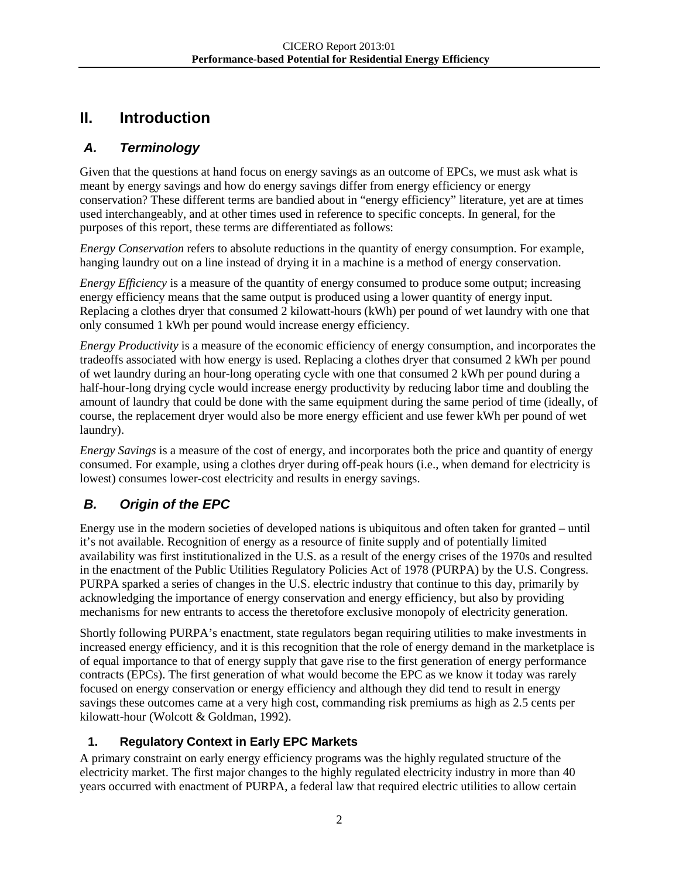# II. Introduction

## A. Terminology

Given that the questions at hand focus on energy savings as an outcome of EPCs, we must ask what is meant by energy savings and how do energy savings differ from energy efficiency or energy conservation? These different terms are bandied about in "energy efficiency" literature, yet are at times used interchangeably, and at other times used in reference to specific concepts. In general, for the purposes of this report, these terms are differentiated as follows:

*Energy Conservation* refers to absolute reductions in the quantity of energy consumption. For example, hanging laundry out on a line instead of drying it in a machine is a method of energy conservation.

*Energy Efficiency* is a measure of the quantity of energy consumed to produce some output; increasing energy efficiency means that the same output is produced using a lower quantity of energy input. Replacing a clothes dryer that consumed 2 kilowatt-hours (kWh) per pound of wet laundry with one that only consumed 1 kWh per pound would increase energy efficiency.

*Energy Productivity* is a measure of the economic efficiency of energy consumption, and incorporates the tradeoffs associated with how energy is used. Replacing a clothes dryer that consumed 2 kWh per pound of wet laundry during an hour-long operating cycle with one that consumed 2 kWh per pound during a half-hour-long drying cycle would increase energy productivity by reducing labor time and doubling the amount of laundry that could be done with the same equipment during the same period of time (ideally, of course, the replacement dryer would also be more energy efficient and use fewer kWh per pound of wet laundry).

*Energy Savings* is a measure of the cost of energy, and incorporates both the price and quantity of energy consumed. For example, using a clothes dryer during off-peak hours (i.e., when demand for electricity is lowest) consumes lower-cost electricity and results in energy savings.

## B. Origin of the EPC

Energy use in the modern societies of developed nations is ubiquitous and often taken for granted – until it's not available. Recognition of energy as a resource of finite supply and of potentially limited availability was first institutionalized in the U.S. as a result of the energy crises of the 1970s and resulted in the enactment of the Public Utilities Regulatory Policies Act of 1978 (PURPA) by the U.S. Congress. PURPA sparked a series of changes in the U.S. electric industry that continue to this day, primarily by acknowledging the importance of energy conservation and energy efficiency, but also by providing mechanisms for new entrants to access the theretofore exclusive monopoly of electricity generation.

Shortly following PURPA's enactment, state regulators began requiring utilities to make investments in increased energy efficiency, and it is this recognition that the role of energy demand in the marketplace is of equal importance to that of energy supply that gave rise to the first generation of energy performance contracts (EPCs). The first generation of what would become the EPC as we know it today was rarely focused on energy conservation or energy efficiency and although they did tend to result in energy savings these outcomes came at a very high cost, commanding risk premiums as high as 2.5 cents per kilowatt-hour (Wolcott & Goldman, 1992).

### 1. Regulatory Context in Early EPC Markets

A primary constraint on early energy efficiency programs was the highly regulated structure of the electricity market. The first major changes to the highly regulated electricity industry in more than 40 years occurred with enactment of PURPA, a federal law that required electric utilities to allow certain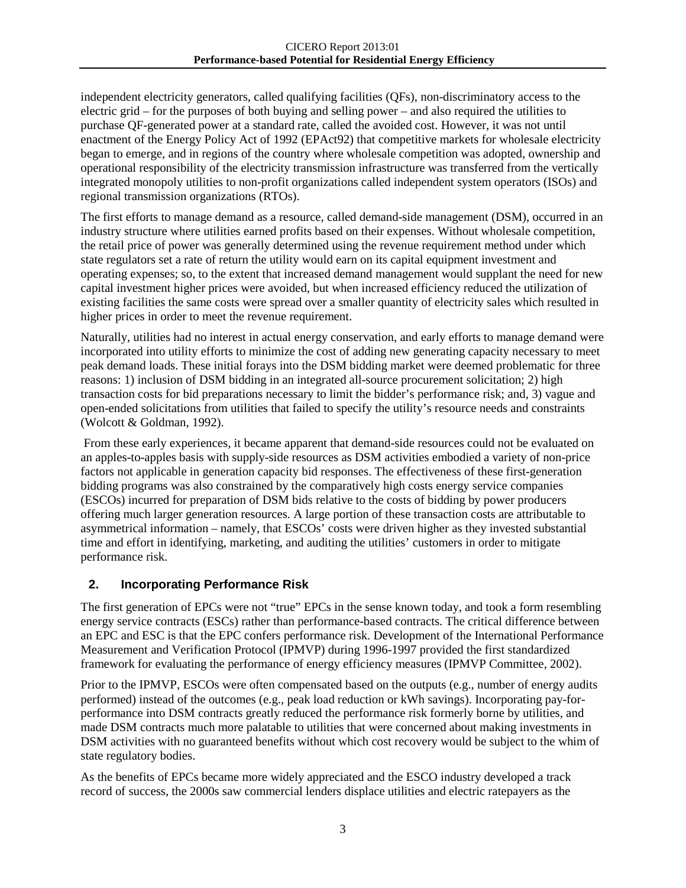independent electricity generators, called qualifying facilities (QFs), non-discriminatory access to the electric grid – for the purposes of both buying and selling power – and also required the utilities to purchase QF-generated power at a standard rate, called the avoided cost. However, it was not until enactment of the Energy Policy Act of 1992 (EPAct92) that competitive markets for wholesale electricity began to emerge, and in regions of the country where wholesale competition was adopted, ownership and operational responsibility of the electricity transmission infrastructure was transferred from the vertically integrated monopoly utilities to non-profit organizations called independent system operators (ISOs) and regional transmission organizations (RTOs).

The first efforts to manage demand as a resource, called demand-side management (DSM), occurred in an industry structure where utilities earned profits based on their expenses. Without wholesale competition, the retail price of power was generally determined using the revenue requirement method under which state regulators set a rate of return the utility would earn on its capital equipment investment and operating expenses; so, to the extent that increased demand management would supplant the need for new capital investment higher prices were avoided, but when increased efficiency reduced the utilization of existing facilities the same costs were spread over a smaller quantity of electricity sales which resulted in higher prices in order to meet the revenue requirement.

Naturally, utilities had no interest in actual energy conservation, and early efforts to manage demand were incorporated into utility efforts to minimize the cost of adding new generating capacity necessary to meet peak demand loads. These initial forays into the DSM bidding market were deemed problematic for three reasons: 1) inclusion of DSM bidding in an integrated all-source procurement solicitation; 2) high transaction costs for bid preparations necessary to limit the bidder's performance risk; and, 3) vague and open-ended solicitations from utilities that failed to specify the utility's resource needs and constraints (Wolcott & Goldman, 1992).

From these early experiences, it became apparent that demand-side resources could not be evaluated on an apples-to-apples basis with supply-side resources as DSM activities embodied a variety of non-price factors not applicable in generation capacity bid responses. The effectiveness of these first-generation bidding programs was also constrained by the comparatively high costs energy service companies (ESCOs) incurred for preparation of DSM bids relative to the costs of bidding by power producers offering much larger generation resources. A large portion of these transaction costs are attributable to asymmetrical information – namely, that ESCOs' costs were driven higher as they invested substantial time and effort in identifying, marketing, and auditing the utilities' customers in order to mitigate performance risk.

## 2. Incorporating Performance Risk

The first generation of EPCs were not "true" EPCs in the sense known today, and took a form resembling energy service contracts (ESCs) rather than performance-based contracts. The critical difference between an EPC and ESC is that the EPC confers performance risk. Development of the International Performance Measurement and Verification Protocol (IPMVP) during 1996-1997 provided the first standardized framework for evaluating the performance of energy efficiency measures (IPMVP Committee, 2002).

Prior to the IPMVP, ESCOs were often compensated based on the outputs (e.g., number of energy audits performed) instead of the outcomes (e.g., peak load reduction or kWh savings). Incorporating pay-for-performance into DSM contracts greatly reduced the performance risk formerly borne by utilities, and made DSM contracts much more palatable to utilities that were concerned about making investments in DSM activities with no guaranteed benefits without which cost recovery would be subject to the whim of state regulatory bodies.

As the benefits of EPCs became more widely appreciated and the ESCO industry developed a track record of success, the 2000s saw commercial lenders displace utilities and electric ratepayers as the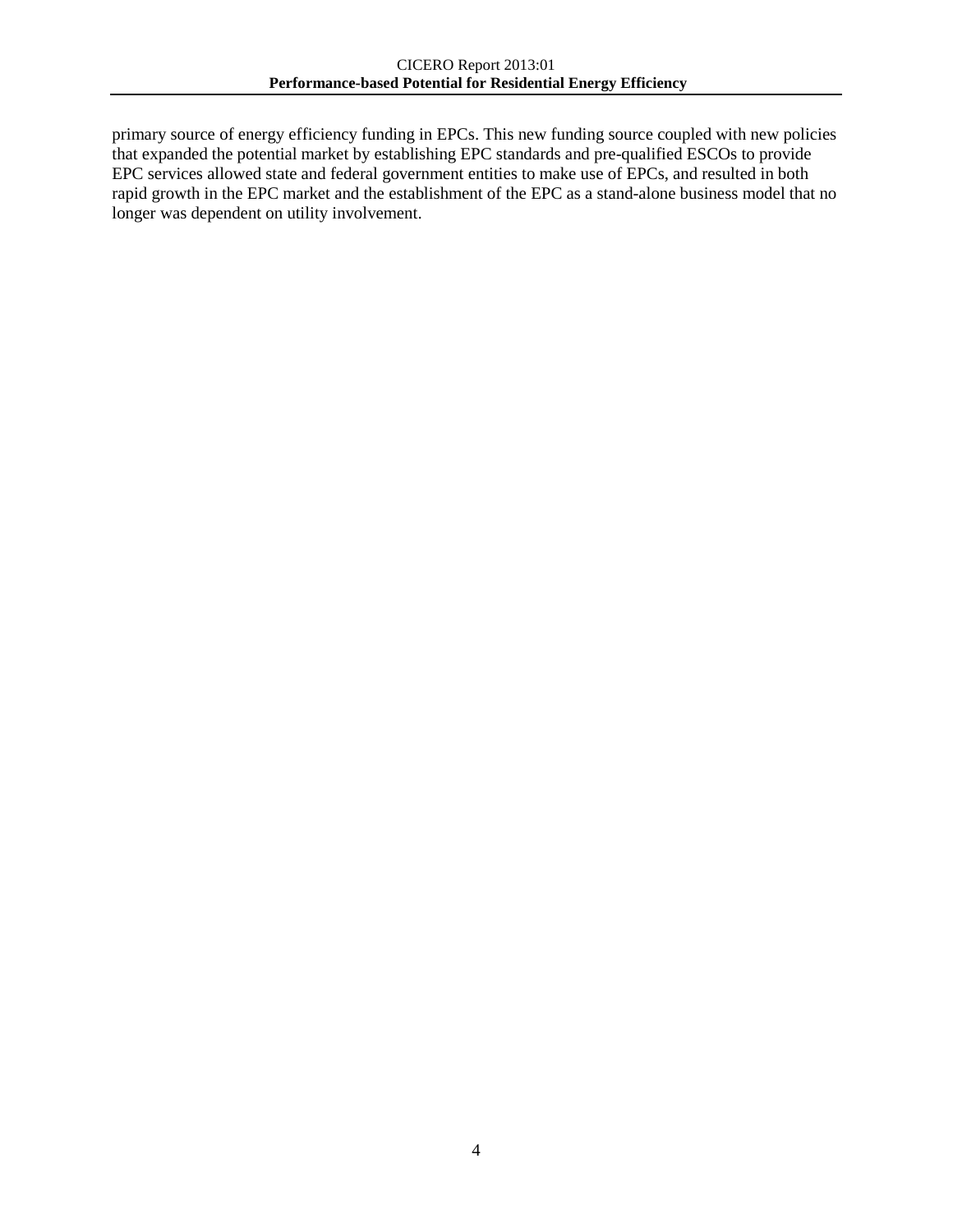primary source of energy efficiency funding in EPCs. This new funding source coupled with new policies that expanded the potential market by establishing EPC standards and pre-qualified ESCOs to provide EPC services allowed state and federal government entities to make use of EPCs, and resulted in both rapid growth in the EPC market and the establishment of the EPC as a stand-alone business model that no longer was dependent on utility involvement.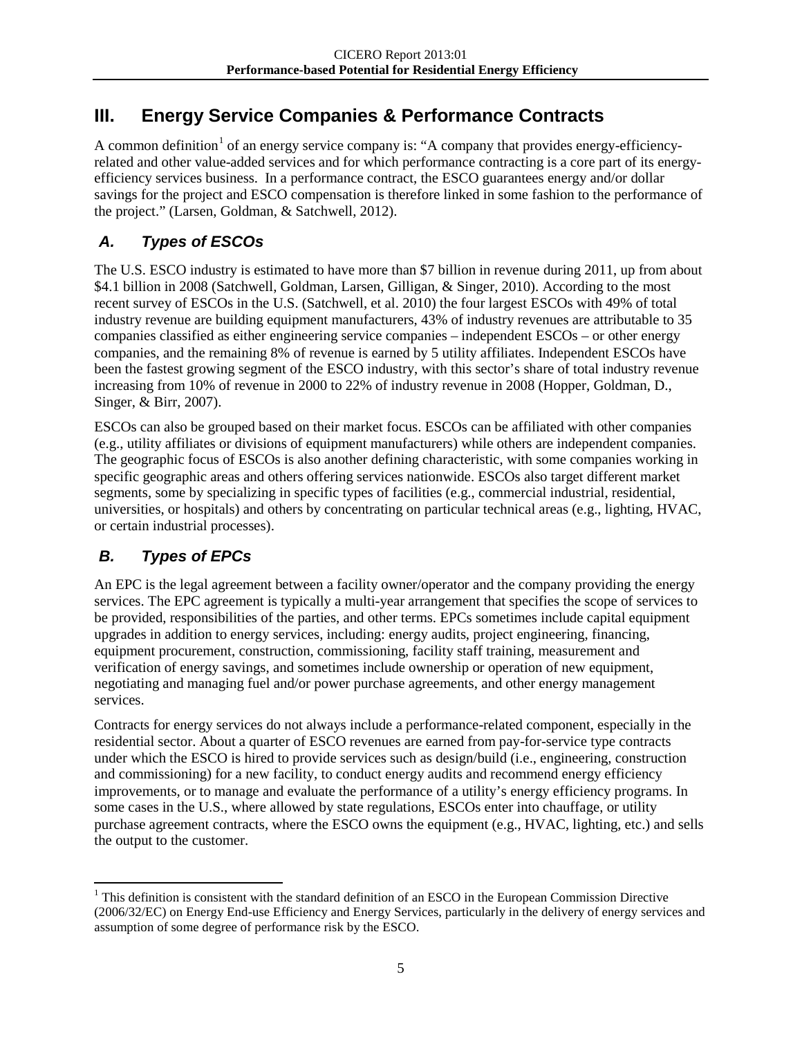## III. Energy Service Companies & Performance Contracts

A common definition[1] of an energy service company is: "A company that provides energy-efficiency-related and other value-added services and for which performance contracting is a core part of its energy-efficiency services business. In a performance contract, the ESCO guarantees energy and/or dollar savings for the project and ESCO compensation is therefore linked in some fashion to the performance of the project." (Larsen, Goldman, & Satchwell, 2012).

### *A. Types of ESCOs*

The U.S. ESCO industry is estimated to have more than $7 billion in revenue during 2011, up from about $4.1 billion in 2008 (Satchwell, Goldman, Larsen, Gilligan, & Singer, 2010). According to the most recent survey of ESCOs in the U.S. (Satchwell, et al. 2010) the four largest ESCOs with 49% of total industry revenue are building equipment manufacturers, 43% of industry revenues are attributable to 35 companies classified as either engineering service companies – independent ESCOs – or other energy companies, and the remaining 8% of revenue is earned by 5 utility affiliates. Independent ESCOs have been the fastest growing segment of the ESCO industry, with this sector's share of total industry revenue increasing from 10% of revenue in 2000 to 22% of industry revenue in 2008 (Hopper, Goldman, D., Singer, & Birr, 2007).

ESCOs can also be grouped based on their market focus. ESCOs can be affiliated with other companies (e.g., utility affiliates or divisions of equipment manufacturers) while others are independent companies. The geographic focus of ESCOs is also another defining characteristic, with some companies working in specific geographic areas and others offering services nationwide. ESCOs also target different market segments, some by specializing in specific types of facilities (e.g., commercial industrial, residential, universities, or hospitals) and others by concentrating on particular technical areas (e.g., lighting, HVAC, or certain industrial processes).

### *B. Types of EPCs*

An EPC is the legal agreement between a facility owner/operator and the company providing the energy services. The EPC agreement is typically a multi-year arrangement that specifies the scope of services to be provided, responsibilities of the parties, and other terms. EPCs sometimes include capital equipment upgrades in addition to energy services, including: energy audits, project engineering, financing, equipment procurement, construction, commissioning, facility staff training, measurement and verification of energy savings, and sometimes include ownership or operation of new equipment, negotiating and managing fuel and/or power purchase agreements, and other energy management services.

Contracts for energy services do not always include a performance-related component, especially in the residential sector. About a quarter of ESCO revenues are earned from pay-for-service type contracts under which the ESCO is hired to provide services such as design/build (i.e., engineering, construction and commissioning) for a new facility, to conduct energy audits and recommend energy efficiency improvements, or to manage and evaluate the performance of a utility's energy efficiency programs. In some cases in the U.S., where allowed by state regulations, ESCOs enter into chauffage, or utility purchase agreement contracts, where the ESCO owns the equipment (e.g., HVAC, lighting, etc.) and sells the output to the customer.

---

[1] This definition is consistent with the standard definition of an ESCO in the European Commission Directive (2006/32/EC) on Energy End-use Efficiency and Energy Services, particularly in the delivery of energy services and assumption of some degree of performance risk by the ESCO.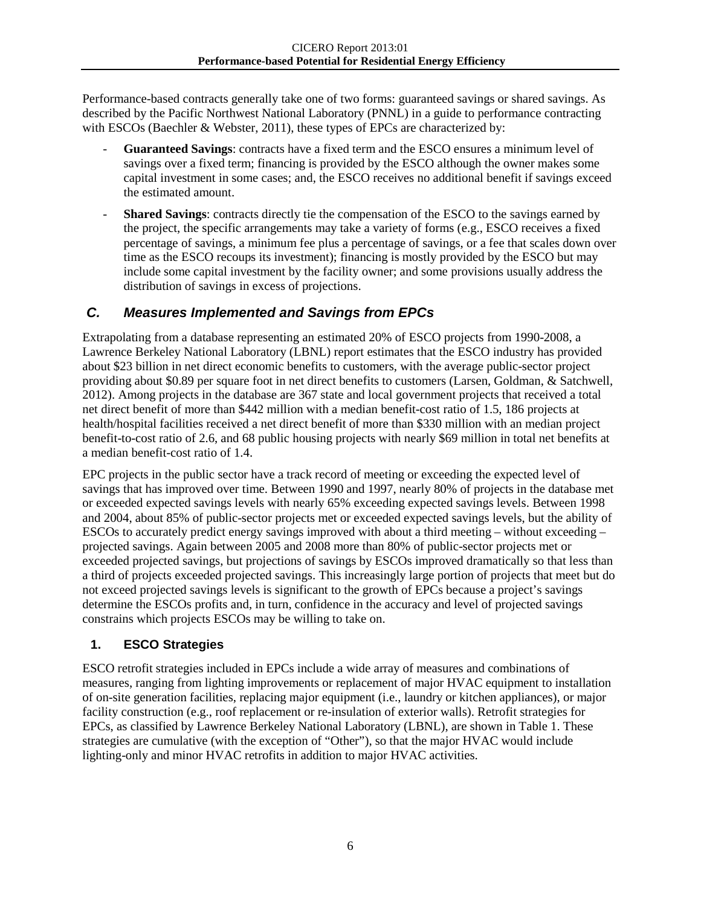Performance-based contracts generally take one of two forms: guaranteed savings or shared savings. As described by the Pacific Northwest National Laboratory (PNNL) in a guide to performance contracting with ESCOs (Baechler & Webster, 2011), these types of EPCs are characterized by:

- **Guaranteed Savings**: contracts have a fixed term and the ESCO ensures a minimum level of savings over a fixed term; financing is provided by the ESCO although the owner makes some capital investment in some cases; and, the ESCO receives no additional benefit if savings exceed the estimated amount.
- **Shared Savings**: contracts directly tie the compensation of the ESCO to the savings earned by the project, the specific arrangements may take a variety of forms (e.g., ESCO receives a fixed percentage of savings, a minimum fee plus a percentage of savings, or a fee that scales down over time as the ESCO recoups its investment); financing is mostly provided by the ESCO but may include some capital investment by the facility owner; and some provisions usually address the distribution of savings in excess of projections.

## *C. Measures Implemented and Savings from EPCs*

Extrapolating from a database representing an estimated 20% of ESCO projects from 1990-2008, a Lawrence Berkeley National Laboratory (LBNL) report estimates that the ESCO industry has provided about $23 billion in net direct economic benefits to customers, with the average public-sector project providing about $0.89 per square foot in net direct benefits to customers (Larsen, Goldman, & Satchwell, 2012). Among projects in the database are 367 state and local government projects that received a total net direct benefit of more than $442 million with a median benefit-cost ratio of 1.5, 186 projects at health/hospital facilities received a net direct benefit of more than $330 million with an median project benefit-to-cost ratio of 2.6, and 68 public housing projects with nearly $69 million in total net benefits at a median benefit-cost ratio of 1.4.

EPC projects in the public sector have a track record of meeting or exceeding the expected level of savings that has improved over time. Between 1990 and 1997, nearly 80% of projects in the database met or exceeded expected savings levels with nearly 65% exceeding expected savings levels. Between 1998 and 2004, about 85% of public-sector projects met or exceeded expected savings levels, but the ability of ESCOs to accurately predict energy savings improved with about a third meeting – without exceeding – projected savings. Again between 2005 and 2008 more than 80% of public-sector projects met or exceeded projected savings, but projections of savings by ESCOs improved dramatically so that less than a third of projects exceeded projected savings. This increasingly large portion of projects that meet but do not exceed projected savings levels is significant to the growth of EPCs because a project's savings determine the ESCOs profits and, in turn, confidence in the accuracy and level of projected savings constrains which projects ESCOs may be willing to take on.

### 1. ESCO Strategies

ESCO retrofit strategies included in EPCs include a wide array of measures and combinations of measures, ranging from lighting improvements or replacement of major HVAC equipment to installation of on-site generation facilities, replacing major equipment (i.e., laundry or kitchen appliances), or major facility construction (e.g., roof replacement or re-insulation of exterior walls). Retrofit strategies for EPCs, as classified by Lawrence Berkeley National Laboratory (LBNL), are shown in Table 1. These strategies are cumulative (with the exception of "Other"), so that the major HVAC would include lighting-only and minor HVAC retrofits in addition to major HVAC activities.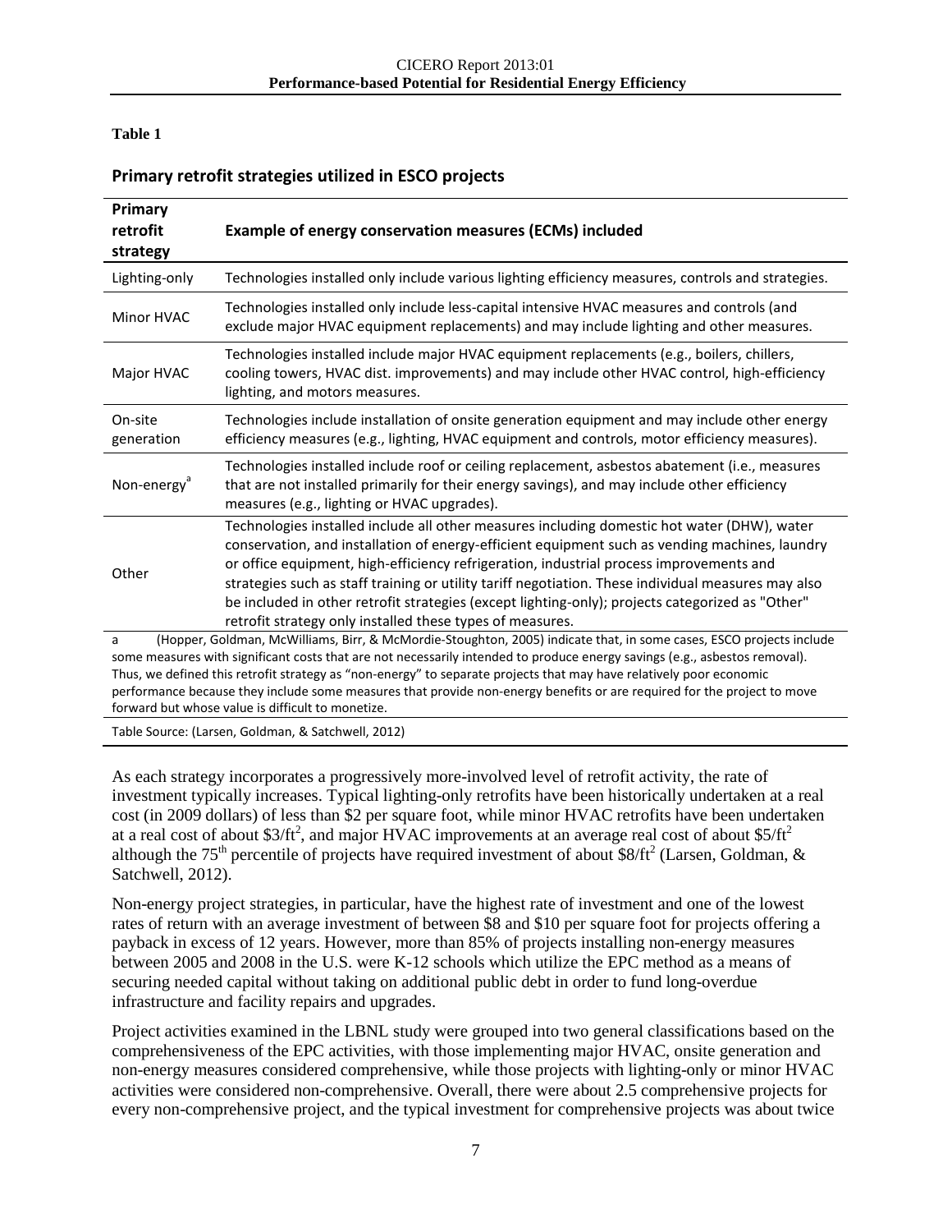**Table 1**

### Primary retrofit strategies utilized in ESCO projects

| Primary retrofit strategy | Example of energy conservation measures (ECMs) included |
|---|---|
| Lighting-only | Technologies installed only include various lighting efficiency measures, controls and strategies. |
| Minor HVAC | Technologies installed only include less-capital intensive HVAC measures and controls (and exclude major HVAC equipment replacements) and may include lighting and other measures. |
| Major HVAC | Technologies installed include major HVAC equipment replacements (e.g., boilers, chillers, cooling towers, HVAC dist. improvements) and may include other HVAC control, high-efficiency lighting, and motors measures. |
| On-site generation | Technologies include installation of onsite generation equipment and may include other energy efficiency measures (e.g., lighting, HVAC equipment and controls, motor efficiency measures). |
| Non-energy[a] | Technologies installed include roof or ceiling replacement, asbestos abatement (i.e., measures that are not installed primarily for their energy savings), and may include other efficiency measures (e.g., lighting or HVAC upgrades). |
| Other | Technologies installed include all other measures including domestic hot water (DHW), water conservation, and installation of energy-efficient equipment such as vending machines, laundry or office equipment, high-efficiency refrigeration, industrial process improvements and strategies such as staff training or utility tariff negotiation. These individual measures may also be included in other retrofit strategies (except lighting-only); projects categorized as "Other" retrofit strategy only installed these types of measures. |

a (Hopper, Goldman, McWilliams, Birr, & McMordie-Stoughton, 2005) indicate that, in some cases, ESCO projects include some measures with significant costs that are not necessarily intended to produce energy savings (e.g., asbestos removal). Thus, we defined this retrofit strategy as "non-energy" to separate projects that may have relatively poor economic performance because they include some measures that provide non-energy benefits or are required for the project to move forward but whose value is difficult to monetize.

Table Source: (Larsen, Goldman, & Satchwell, 2012)

As each strategy incorporates a progressively more-involved level of retrofit activity, the rate of investment typically increases. Typical lighting-only retrofits have been historically undertaken at a real cost (in 2009 dollars) of less than \$2 per square foot, while minor HVAC retrofits have been undertaken at a real cost of about \$3/ft$^2$, and major HVAC improvements at an average real cost of about \$5/ft$^2$ although the 75$^{th}$ percentile of projects have required investment of about \$8/ft$^2$ (Larsen, Goldman, & Satchwell, 2012).

Non-energy project strategies, in particular, have the highest rate of investment and one of the lowest rates of return with an average investment of between \$8 and \$10 per square foot for projects offering a payback in excess of 12 years. However, more than 85% of projects installing non-energy measures between 2005 and 2008 in the U.S. were K-12 schools which utilize the EPC method as a means of securing needed capital without taking on additional public debt in order to fund long-overdue infrastructure and facility repairs and upgrades.

Project activities examined in the LBNL study were grouped into two general classifications based on the comprehensiveness of the EPC activities, with those implementing major HVAC, onsite generation and non-energy measures considered comprehensive, while those projects with lighting-only or minor HVAC activities were considered non-comprehensive. Overall, there were about 2.5 comprehensive projects for every non-comprehensive project, and the typical investment for comprehensive projects was about twice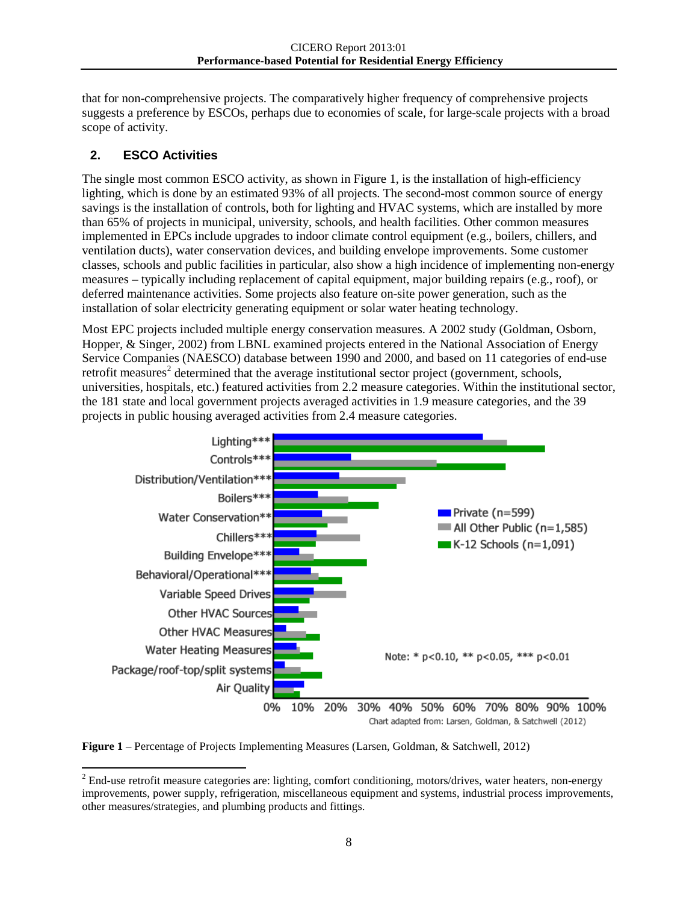that for non-comprehensive projects. The comparatively higher frequency of comprehensive projects suggests a preference by ESCOs, perhaps due to economies of scale, for large-scale projects with a broad scope of activity.

## 2. ESCO Activities

The single most common ESCO activity, as shown in Figure 1, is the installation of high-efficiency lighting, which is done by an estimated 93% of all projects. The second-most common source of energy savings is the installation of controls, both for lighting and HVAC systems, which are installed by more than 65% of projects in municipal, university, schools, and health facilities. Other common measures implemented in EPCs include upgrades to indoor climate control equipment (e.g., boilers, chillers, and ventilation ducts), water conservation devices, and building envelope improvements. Some customer classes, schools and public facilities in particular, also show a high incidence of implementing non-energy measures – typically including replacement of capital equipment, major building repairs (e.g., roof), or deferred maintenance activities. Some projects also feature on-site power generation, such as the installation of solar electricity generating equipment or solar water heating technology.

Most EPC projects included multiple energy conservation measures. A 2002 study (Goldman, Osborn, Hopper, & Singer, 2002) from LBNL examined projects entered in the National Association of Energy Service Companies (NAESCO) database between 1990 and 2000, and based on 11 categories of end-use retrofit measures[2] determined that the average institutional sector project (government, schools, universities, hospitals, etc.) featured activities from 2.2 measure categories. Within the institutional sector, the 181 state and local government projects averaged activities in 1.9 measure categories, and the 39 projects in public housing averaged activities from 2.4 measure categories.

**Figure 1** – Percentage of Projects Implementing Measures (Larsen, Goldman, & Satchwell, 2012)

[2] End-use retrofit measure categories are: lighting, comfort conditioning, motors/drives, water heaters, non-energy improvements, power supply, refrigeration, miscellaneous equipment and systems, industrial process improvements, other measures/strategies, and plumbing products and fittings.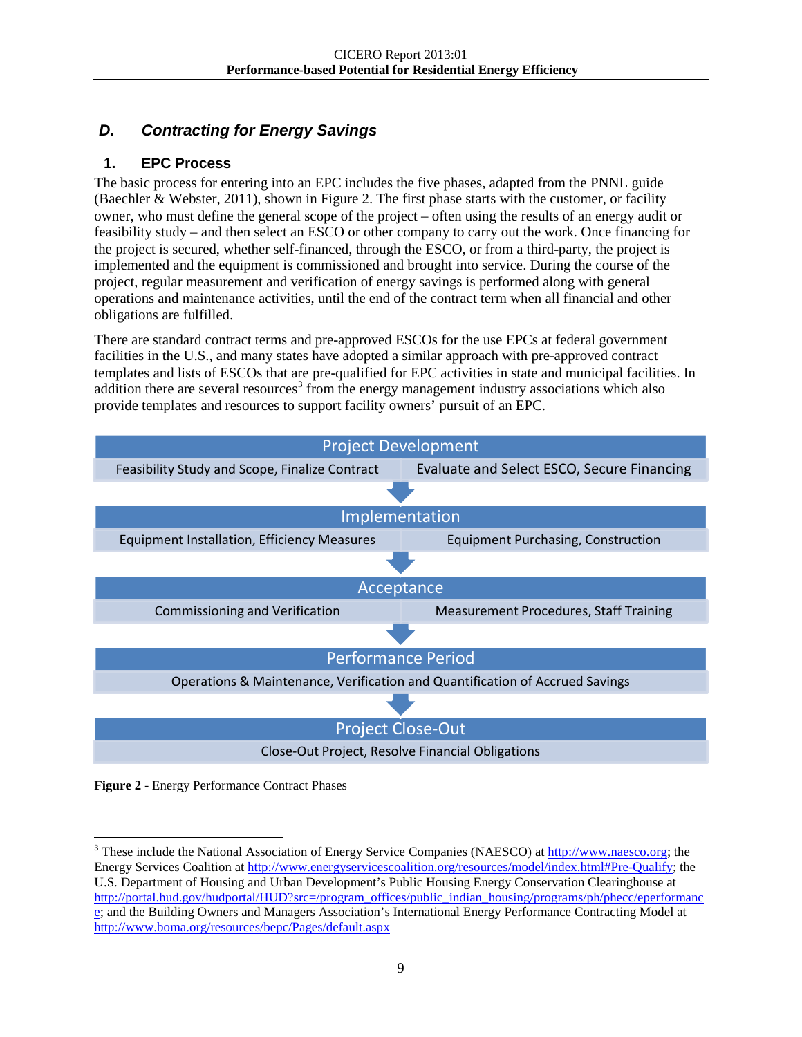## D. *Contracting for Energy Savings*

### 1. EPC Process

The basic process for entering into an EPC includes the five phases, adapted from the PNNL guide (Baechler & Webster, 2011), shown in Figure 2. The first phase starts with the customer, or facility owner, who must define the general scope of the project – often using the results of an energy audit or feasibility study – and then select an ESCO or other company to carry out the work. Once financing for the project is secured, whether self-financed, through the ESCO, or from a third-party, the project is implemented and the equipment is commissioned and brought into service. During the course of the project, regular measurement and verification of energy savings is performed along with general operations and maintenance activities, until the end of the contract term when all financial and other obligations are fulfilled.

There are standard contract terms and pre-approved ESCOs for the use EPCs at federal government facilities in the U.S., and many states have adopted a similar approach with pre-approved contract templates and lists of ESCOs that are pre-qualified for EPC activities in state and municipal facilities. In addition there are several resources[3] from the energy management industry associations which also provide templates and resources to support facility owners' pursuit of an EPC.

**Project Development**
- Feasibility Study and Scope, Finalize Contract
- Evaluate and Select ESCO, Secure Financing

↓

**Implementation**
- Equipment Installation, Efficiency Measures
- Equipment Purchasing, Construction

↓

**Acceptance**
- Commissioning and Verification
- Measurement Procedures, Staff Training

↓

**Performance Period**
- Operations & Maintenance, Verification and Quantification of Accrued Savings

↓

**Project Close-Out**
- Close-Out Project, Resolve Financial Obligations

**Figure 2** - Energy Performance Contract Phases

---

[3] These include the National Association of Energy Service Companies (NAESCO) at http://www.naesco.org; the Energy Services Coalition at http://www.energyservicescoalition.org/resources/model/index.html#Pre-Qualify; the U.S. Department of Housing and Urban Development's Public Housing Energy Conservation Clearinghouse at http://portal.hud.gov/hudportal/HUD?src=/program_offices/public_indian_housing/programs/ph/phecc/eperformance; and the Building Owners and Managers Association's International Energy Performance Contracting Model at http://www.boma.org/resources/bepc/Pages/default.aspx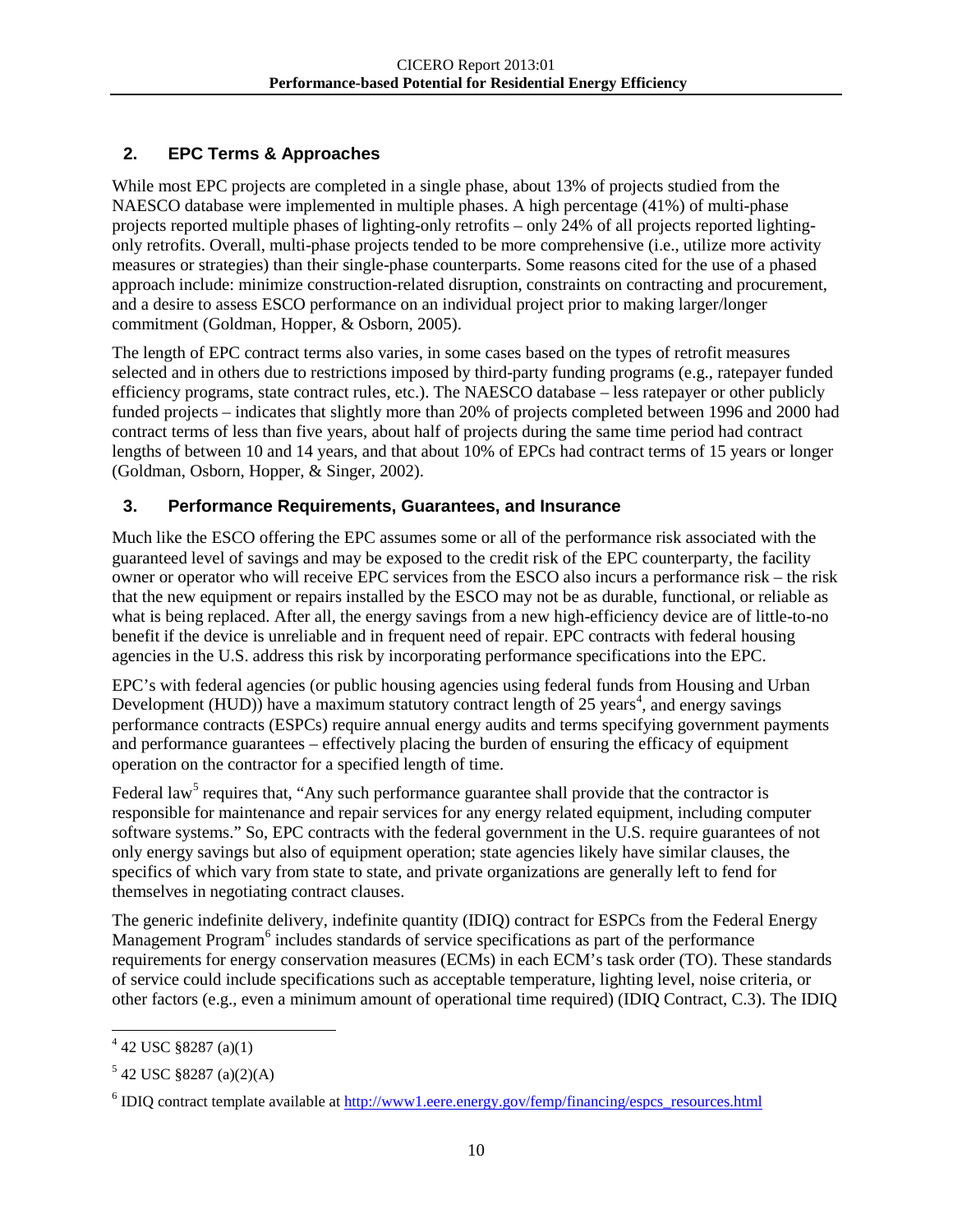## 2. EPC Terms & Approaches

While most EPC projects are completed in a single phase, about 13% of projects studied from the NAESCO database were implemented in multiple phases. A high percentage (41%) of multi-phase projects reported multiple phases of lighting-only retrofits – only 24% of all projects reported lighting-only retrofits. Overall, multi-phase projects tended to be more comprehensive (i.e., utilize more activity measures or strategies) than their single-phase counterparts. Some reasons cited for the use of a phased approach include: minimize construction-related disruption, constraints on contracting and procurement, and a desire to assess ESCO performance on an individual project prior to making larger/longer commitment (Goldman, Hopper, & Osborn, 2005).

The length of EPC contract terms also varies, in some cases based on the types of retrofit measures selected and in others due to restrictions imposed by third-party funding programs (e.g., ratepayer funded efficiency programs, state contract rules, etc.). The NAESCO database – less ratepayer or other publicly funded projects – indicates that slightly more than 20% of projects completed between 1996 and 2000 had contract terms of less than five years, about half of projects during the same time period had contract lengths of between 10 and 14 years, and that about 10% of EPCs had contract terms of 15 years or longer (Goldman, Osborn, Hopper, & Singer, 2002).

## 3. Performance Requirements, Guarantees, and Insurance

Much like the ESCO offering the EPC assumes some or all of the performance risk associated with the guaranteed level of savings and may be exposed to the credit risk of the EPC counterparty, the facility owner or operator who will receive EPC services from the ESCO also incurs a performance risk – the risk that the new equipment or repairs installed by the ESCO may not be as durable, functional, or reliable as what is being replaced. After all, the energy savings from a new high-efficiency device are of little-to-no benefit if the device is unreliable and in frequent need of repair. EPC contracts with federal housing agencies in the U.S. address this risk by incorporating performance specifications into the EPC.

EPC's with federal agencies (or public housing agencies using federal funds from Housing and Urban Development (HUD)) have a maximum statutory contract length of 25 years[4], and energy savings performance contracts (ESPCs) require annual energy audits and terms specifying government payments and performance guarantees – effectively placing the burden of ensuring the efficacy of equipment operation on the contractor for a specified length of time.

Federal law[5] requires that, "Any such performance guarantee shall provide that the contractor is responsible for maintenance and repair services for any energy related equipment, including computer software systems." So, EPC contracts with the federal government in the U.S. require guarantees of not only energy savings but also of equipment operation; state agencies likely have similar clauses, the specifics of which vary from state to state, and private organizations are generally left to fend for themselves in negotiating contract clauses.

The generic indefinite delivery, indefinite quantity (IDIQ) contract for ESPCs from the Federal Energy Management Program[6] includes standards of service specifications as part of the performance requirements for energy conservation measures (ECMs) in each ECM's task order (TO). These standards of service could include specifications such as acceptable temperature, lighting level, noise criteria, or other factors (e.g., even a minimum amount of operational time required) (IDIQ Contract, C.3). The IDIQ

---

[4] 42 USC §8287 (a)(1)

[5] 42 USC §8287 (a)(2)(A)

[6] IDIQ contract template available at http://www1.eere.energy.gov/femp/financing/espcs_resources.html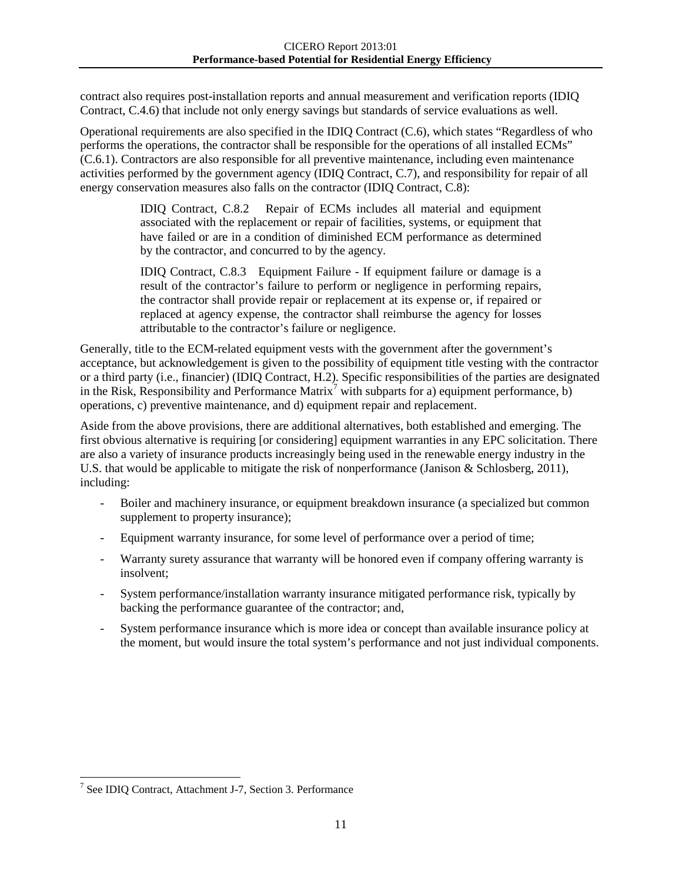contract also requires post-installation reports and annual measurement and verification reports (IDIQ Contract, C.4.6) that include not only energy savings but standards of service evaluations as well.

Operational requirements are also specified in the IDIQ Contract (C.6), which states "Regardless of who performs the operations, the contractor shall be responsible for the operations of all installed ECMs" (C.6.1). Contractors are also responsible for all preventive maintenance, including even maintenance activities performed by the government agency (IDIQ Contract, C.7), and responsibility for repair of all energy conservation measures also falls on the contractor (IDIQ Contract, C.8):

> IDIQ Contract, C.8.2 Repair of ECMs includes all material and equipment associated with the replacement or repair of facilities, systems, or equipment that have failed or are in a condition of diminished ECM performance as determined by the contractor, and concurred to by the agency.
>
> IDIQ Contract, C.8.3 Equipment Failure - If equipment failure or damage is a result of the contractor's failure to perform or negligence in performing repairs, the contractor shall provide repair or replacement at its expense or, if repaired or replaced at agency expense, the contractor shall reimburse the agency for losses attributable to the contractor's failure or negligence.

Generally, title to the ECM-related equipment vests with the government after the government's acceptance, but acknowledgement is given to the possibility of equipment title vesting with the contractor or a third party (i.e., financier) (IDIQ Contract, H.2). Specific responsibilities of the parties are designated in the Risk, Responsibility and Performance Matrix[7] with subparts for a) equipment performance, b) operations, c) preventive maintenance, and d) equipment repair and replacement.

Aside from the above provisions, there are additional alternatives, both established and emerging. The first obvious alternative is requiring [or considering] equipment warranties in any EPC solicitation. There are also a variety of insurance products increasingly being used in the renewable energy industry in the U.S. that would be applicable to mitigate the risk of nonperformance (Janison & Schlosberg, 2011), including:

- Boiler and machinery insurance, or equipment breakdown insurance (a specialized but common supplement to property insurance);
- Equipment warranty insurance, for some level of performance over a period of time;
- Warranty surety assurance that warranty will be honored even if company offering warranty is insolvent;
- System performance/installation warranty insurance mitigated performance risk, typically by backing the performance guarantee of the contractor; and,
- System performance insurance which is more idea or concept than available insurance policy at the moment, but would insure the total system's performance and not just individual components.

[7] See IDIQ Contract, Attachment J-7, Section 3. Performance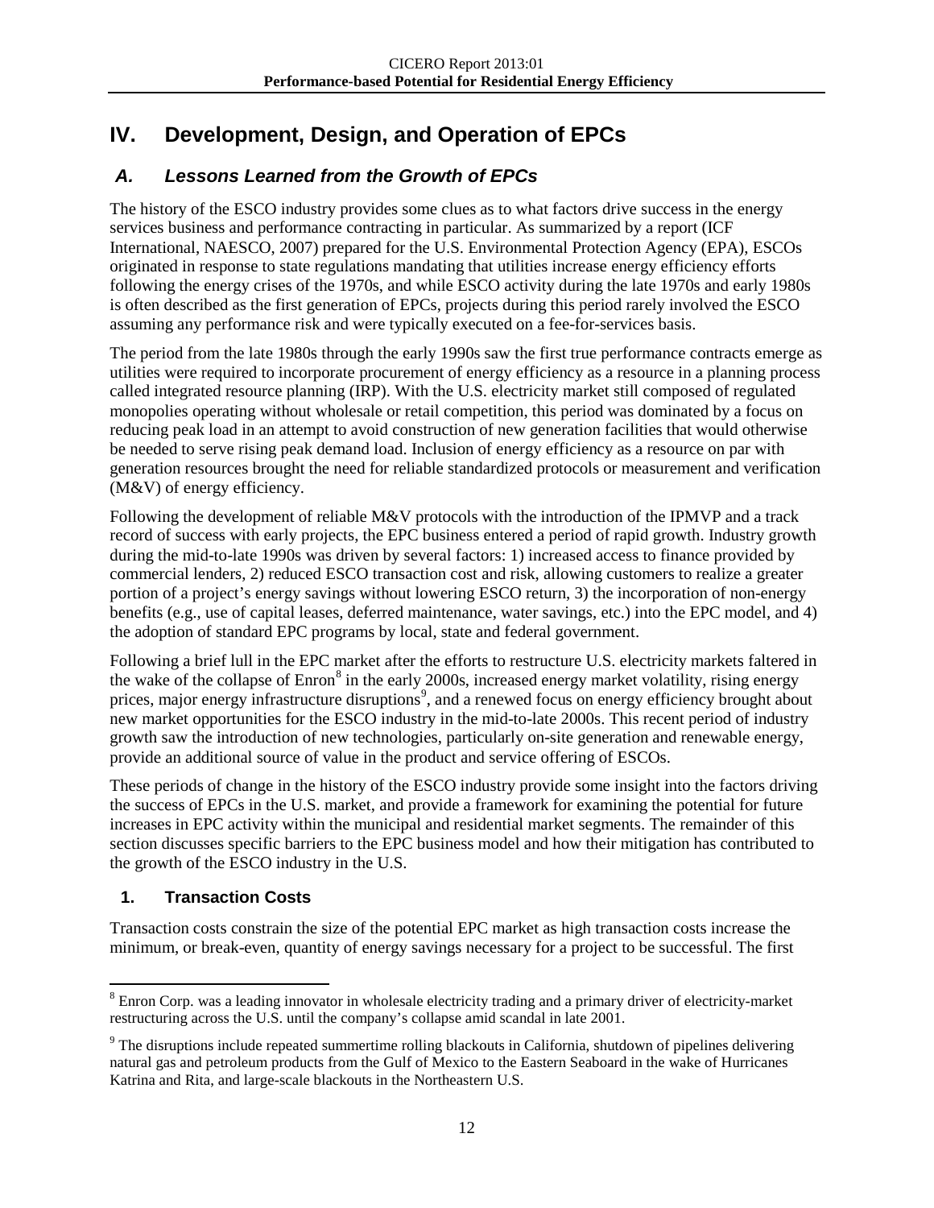# IV. Development, Design, and Operation of EPCs

## *A. Lessons Learned from the Growth of EPCs*

The history of the ESCO industry provides some clues as to what factors drive success in the energy services business and performance contracting in particular. As summarized by a report (ICF International, NAESCO, 2007) prepared for the U.S. Environmental Protection Agency (EPA), ESCOs originated in response to state regulations mandating that utilities increase energy efficiency efforts following the energy crises of the 1970s, and while ESCO activity during the late 1970s and early 1980s is often described as the first generation of EPCs, projects during this period rarely involved the ESCO assuming any performance risk and were typically executed on a fee-for-services basis.

The period from the late 1980s through the early 1990s saw the first true performance contracts emerge as utilities were required to incorporate procurement of energy efficiency as a resource in a planning process called integrated resource planning (IRP). With the U.S. electricity market still composed of regulated monopolies operating without wholesale or retail competition, this period was dominated by a focus on reducing peak load in an attempt to avoid construction of new generation facilities that would otherwise be needed to serve rising peak demand load. Inclusion of energy efficiency as a resource on par with generation resources brought the need for reliable standardized protocols or measurement and verification (M&V) of energy efficiency.

Following the development of reliable M&V protocols with the introduction of the IPMVP and a track record of success with early projects, the EPC business entered a period of rapid growth. Industry growth during the mid-to-late 1990s was driven by several factors: 1) increased access to finance provided by commercial lenders, 2) reduced ESCO transaction cost and risk, allowing customers to realize a greater portion of a project's energy savings without lowering ESCO return, 3) the incorporation of non-energy benefits (e.g., use of capital leases, deferred maintenance, water savings, etc.) into the EPC model, and 4) the adoption of standard EPC programs by local, state and federal government.

Following a brief lull in the EPC market after the efforts to restructure U.S. electricity markets faltered in the wake of the collapse of Enron[8] in the early 2000s, increased energy market volatility, rising energy prices, major energy infrastructure disruptions[9], and a renewed focus on energy efficiency brought about new market opportunities for the ESCO industry in the mid-to-late 2000s. This recent period of industry growth saw the introduction of new technologies, particularly on-site generation and renewable energy, provide an additional source of value in the product and service offering of ESCOs.

These periods of change in the history of the ESCO industry provide some insight into the factors driving the success of EPCs in the U.S. market, and provide a framework for examining the potential for future increases in EPC activity within the municipal and residential market segments. The remainder of this section discusses specific barriers to the EPC business model and how their mitigation has contributed to the growth of the ESCO industry in the U.S.

### 1. Transaction Costs

Transaction costs constrain the size of the potential EPC market as high transaction costs increase the minimum, or break-even, quantity of energy savings necessary for a project to be successful. The first

[8] Enron Corp. was a leading innovator in wholesale electricity trading and a primary driver of electricity-market restructuring across the U.S. until the company's collapse amid scandal in late 2001.

[9] The disruptions include repeated summertime rolling blackouts in California, shutdown of pipelines delivering natural gas and petroleum products from the Gulf of Mexico to the Eastern Seaboard in the wake of Hurricanes Katrina and Rita, and large-scale blackouts in the Northeastern U.S.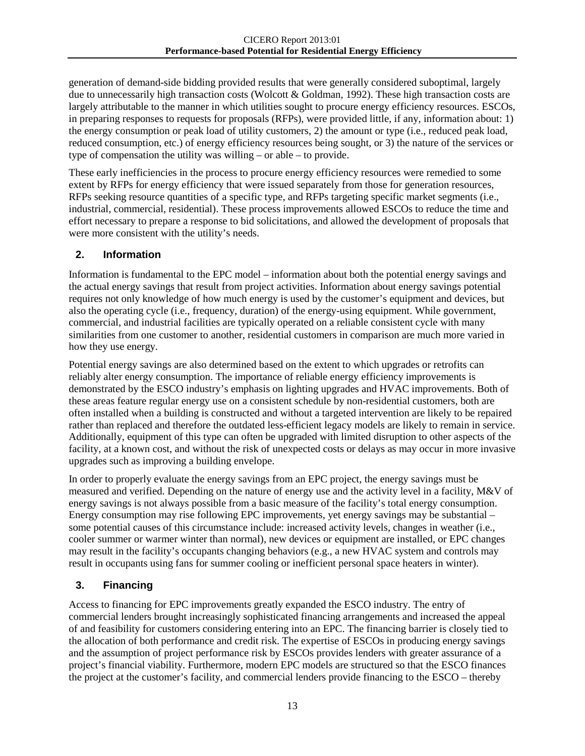generation of demand-side bidding provided results that were generally considered suboptimal, largely due to unnecessarily high transaction costs (Wolcott & Goldman, 1992). These high transaction costs are largely attributable to the manner in which utilities sought to procure energy efficiency resources. ESCOs, in preparing responses to requests for proposals (RFPs), were provided little, if any, information about: 1) the energy consumption or peak load of utility customers, 2) the amount or type (i.e., reduced peak load, reduced consumption, etc.) of energy efficiency resources being sought, or 3) the nature of the services or type of compensation the utility was willing – or able – to provide.

These early inefficiencies in the process to procure energy efficiency resources were remedied to some extent by RFPs for energy efficiency that were issued separately from those for generation resources, RFPs seeking resource quantities of a specific type, and RFPs targeting specific market segments (i.e., industrial, commercial, residential). These process improvements allowed ESCOs to reduce the time and effort necessary to prepare a response to bid solicitations, and allowed the development of proposals that were more consistent with the utility's needs.

## 2. Information

Information is fundamental to the EPC model – information about both the potential energy savings and the actual energy savings that result from project activities. Information about energy savings potential requires not only knowledge of how much energy is used by the customer's equipment and devices, but also the operating cycle (i.e., frequency, duration) of the energy-using equipment. While government, commercial, and industrial facilities are typically operated on a reliable consistent cycle with many similarities from one customer to another, residential customers in comparison are much more varied in how they use energy.

Potential energy savings are also determined based on the extent to which upgrades or retrofits can reliably alter energy consumption. The importance of reliable energy efficiency improvements is demonstrated by the ESCO industry's emphasis on lighting upgrades and HVAC improvements. Both of these areas feature regular energy use on a consistent schedule by non-residential customers, both are often installed when a building is constructed and without a targeted intervention are likely to be repaired rather than replaced and therefore the outdated less-efficient legacy models are likely to remain in service. Additionally, equipment of this type can often be upgraded with limited disruption to other aspects of the facility, at a known cost, and without the risk of unexpected costs or delays as may occur in more invasive upgrades such as improving a building envelope.

In order to properly evaluate the energy savings from an EPC project, the energy savings must be measured and verified. Depending on the nature of energy use and the activity level in a facility, M&V of energy savings is not always possible from a basic measure of the facility's total energy consumption. Energy consumption may rise following EPC improvements, yet energy savings may be substantial – some potential causes of this circumstance include: increased activity levels, changes in weather (i.e., cooler summer or warmer winter than normal), new devices or equipment are installed, or EPC changes may result in the facility's occupants changing behaviors (e.g., a new HVAC system and controls may result in occupants using fans for summer cooling or inefficient personal space heaters in winter).

## 3. Financing

Access to financing for EPC improvements greatly expanded the ESCO industry. The entry of commercial lenders brought increasingly sophisticated financing arrangements and increased the appeal of and feasibility for customers considering entering into an EPC. The financing barrier is closely tied to the allocation of both performance and credit risk. The expertise of ESCOs in producing energy savings and the assumption of project performance risk by ESCOs provides lenders with greater assurance of a project's financial viability. Furthermore, modern EPC models are structured so that the ESCO finances the project at the customer's facility, and commercial lenders provide financing to the ESCO – thereby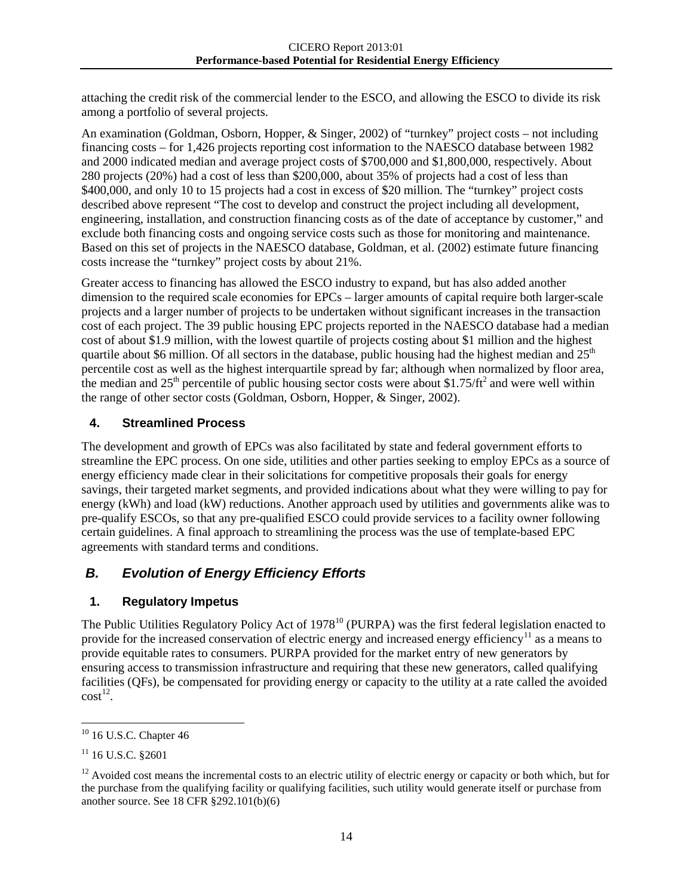attaching the credit risk of the commercial lender to the ESCO, and allowing the ESCO to divide its risk among a portfolio of several projects.

An examination (Goldman, Osborn, Hopper, & Singer, 2002) of "turnkey" project costs – not including financing costs – for 1,426 projects reporting cost information to the NAESCO database between 1982 and 2000 indicated median and average project costs of $700,000 and $1,800,000, respectively. About 280 projects (20%) had a cost of less than $200,000, about 35% of projects had a cost of less than $400,000, and only 10 to 15 projects had a cost in excess of $20 million. The "turnkey" project costs described above represent "The cost to develop and construct the project including all development, engineering, installation, and construction financing costs as of the date of acceptance by customer," and exclude both financing costs and ongoing service costs such as those for monitoring and maintenance. Based on this set of projects in the NAESCO database, Goldman, et al. (2002) estimate future financing costs increase the "turnkey" project costs by about 21%.

Greater access to financing has allowed the ESCO industry to expand, but has also added another dimension to the required scale economies for EPCs – larger amounts of capital require both larger-scale projects and a larger number of projects to be undertaken without significant increases in the transaction cost of each project. The 39 public housing EPC projects reported in the NAESCO database had a median cost of about $1.9 million, with the lowest quartile of projects costing about $1 million and the highest quartile about $6 million. Of all sectors in the database, public housing had the highest median and 25th percentile cost as well as the highest interquartile spread by far; although when normalized by floor area, the median and 25th percentile of public housing sector costs were about $1.75/ft$^2$ and were well within the range of other sector costs (Goldman, Osborn, Hopper, & Singer, 2002).

### 4. Streamlined Process

The development and growth of EPCs was also facilitated by state and federal government efforts to streamline the EPC process. On one side, utilities and other parties seeking to employ EPCs as a source of energy efficiency made clear in their solicitations for competitive proposals their goals for energy savings, their targeted market segments, and provided indications about what they were willing to pay for energy (kWh) and load (kW) reductions. Another approach used by utilities and governments alike was to pre-qualify ESCOs, so that any pre-qualified ESCO could provide services to a facility owner following certain guidelines. A final approach to streamlining the process was the use of template-based EPC agreements with standard terms and conditions.

## *B. Evolution of Energy Efficiency Efforts*

### 1. Regulatory Impetus

The Public Utilities Regulatory Policy Act of 1978[10] (PURPA) was the first federal legislation enacted to provide for the increased conservation of electric energy and increased energy efficiency[11] as a means to provide equitable rates to consumers. PURPA provided for the market entry of new generators by ensuring access to transmission infrastructure and requiring that these new generators, called qualifying facilities (QFs), be compensated for providing energy or capacity to the utility at a rate called the avoided cost[12].

---

[10] 16 U.S.C. Chapter 46

[11] 16 U.S.C. §2601

[12] Avoided cost means the incremental costs to an electric utility of electric energy or capacity or both which, but for the purchase from the qualifying facility or qualifying facilities, such utility would generate itself or purchase from another source. See 18 CFR §292.101(b)(6)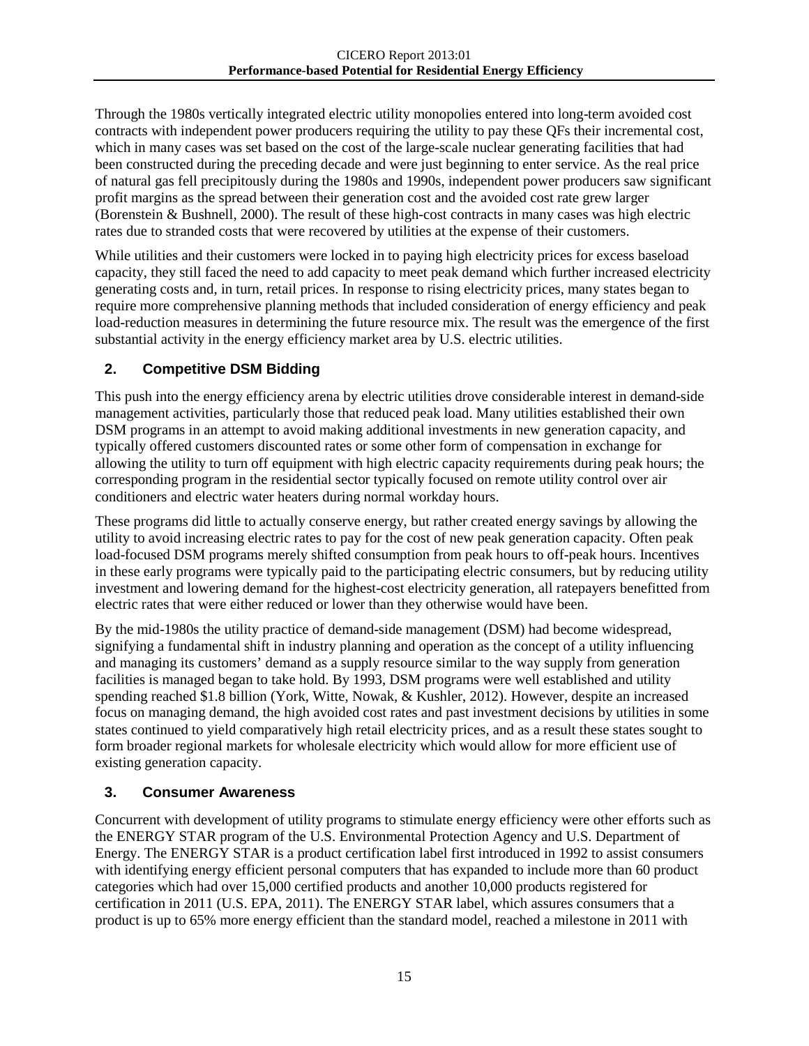Through the 1980s vertically integrated electric utility monopolies entered into long-term avoided cost contracts with independent power producers requiring the utility to pay these QFs their incremental cost, which in many cases was set based on the cost of the large-scale nuclear generating facilities that had been constructed during the preceding decade and were just beginning to enter service. As the real price of natural gas fell precipitously during the 1980s and 1990s, independent power producers saw significant profit margins as the spread between their generation cost and the avoided cost rate grew larger (Borenstein & Bushnell, 2000). The result of these high-cost contracts in many cases was high electric rates due to stranded costs that were recovered by utilities at the expense of their customers.

While utilities and their customers were locked in to paying high electricity prices for excess baseload capacity, they still faced the need to add capacity to meet peak demand which further increased electricity generating costs and, in turn, retail prices. In response to rising electricity prices, many states began to require more comprehensive planning methods that included consideration of energy efficiency and peak load-reduction measures in determining the future resource mix. The result was the emergence of the first substantial activity in the energy efficiency market area by U.S. electric utilities.

## 2. Competitive DSM Bidding

This push into the energy efficiency arena by electric utilities drove considerable interest in demand-side management activities, particularly those that reduced peak load. Many utilities established their own DSM programs in an attempt to avoid making additional investments in new generation capacity, and typically offered customers discounted rates or some other form of compensation in exchange for allowing the utility to turn off equipment with high electric capacity requirements during peak hours; the corresponding program in the residential sector typically focused on remote utility control over air conditioners and electric water heaters during normal workday hours.

These programs did little to actually conserve energy, but rather created energy savings by allowing the utility to avoid increasing electric rates to pay for the cost of new peak generation capacity. Often peak load-focused DSM programs merely shifted consumption from peak hours to off-peak hours. Incentives in these early programs were typically paid to the participating electric consumers, but by reducing utility investment and lowering demand for the highest-cost electricity generation, all ratepayers benefitted from electric rates that were either reduced or lower than they otherwise would have been.

By the mid-1980s the utility practice of demand-side management (DSM) had become widespread, signifying a fundamental shift in industry planning and operation as the concept of a utility influencing and managing its customers' demand as a supply resource similar to the way supply from generation facilities is managed began to take hold. By 1993, DSM programs were well established and utility spending reached $1.8 billion (York, Witte, Nowak, & Kushler, 2012). However, despite an increased focus on managing demand, the high avoided cost rates and past investment decisions by utilities in some states continued to yield comparatively high retail electricity prices, and as a result these states sought to form broader regional markets for wholesale electricity which would allow for more efficient use of existing generation capacity.

## 3. Consumer Awareness

Concurrent with development of utility programs to stimulate energy efficiency were other efforts such as the ENERGY STAR program of the U.S. Environmental Protection Agency and U.S. Department of Energy. The ENERGY STAR is a product certification label first introduced in 1992 to assist consumers with identifying energy efficient personal computers that has expanded to include more than 60 product categories which had over 15,000 certified products and another 10,000 products registered for certification in 2011 (U.S. EPA, 2011). The ENERGY STAR label, which assures consumers that a product is up to 65% more energy efficient than the standard model, reached a milestone in 2011 with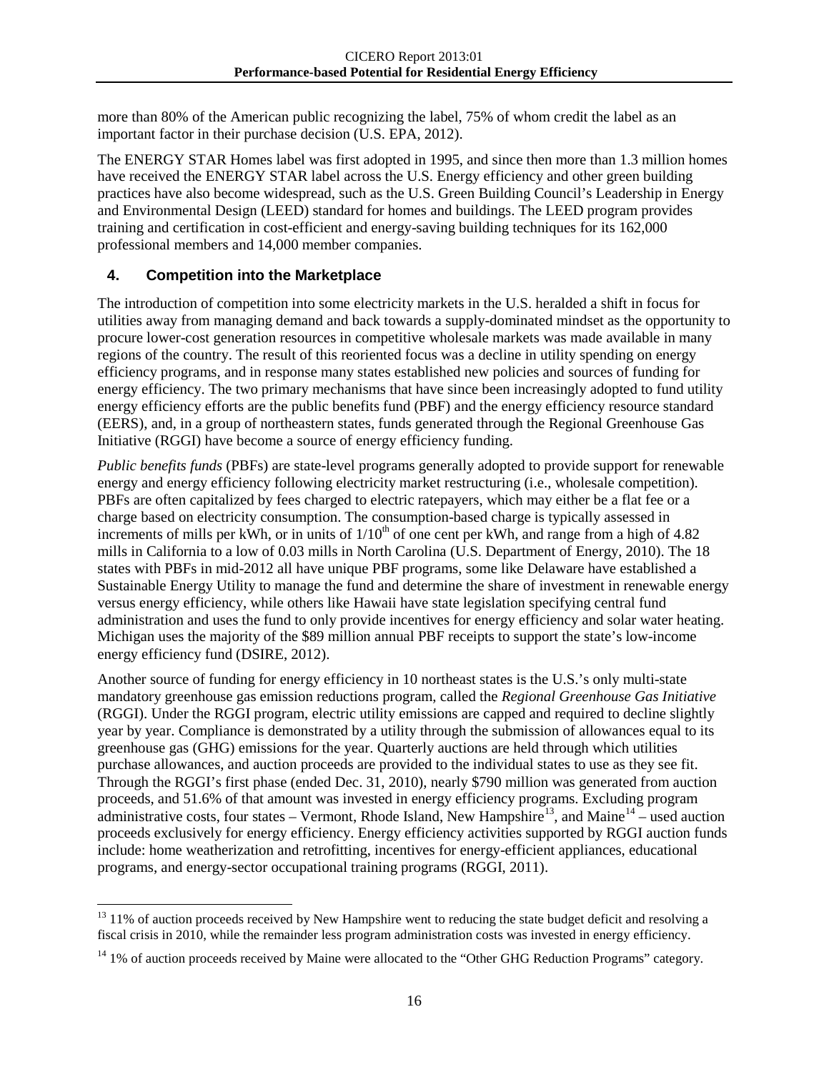more than 80% of the American public recognizing the label, 75% of whom credit the label as an important factor in their purchase decision (U.S. EPA, 2012).

The ENERGY STAR Homes label was first adopted in 1995, and since then more than 1.3 million homes have received the ENERGY STAR label across the U.S. Energy efficiency and other green building practices have also become widespread, such as the U.S. Green Building Council's Leadership in Energy and Environmental Design (LEED) standard for homes and buildings. The LEED program provides training and certification in cost-efficient and energy-saving building techniques for its 162,000 professional members and 14,000 member companies.

## 4. Competition into the Marketplace

The introduction of competition into some electricity markets in the U.S. heralded a shift in focus for utilities away from managing demand and back towards a supply-dominated mindset as the opportunity to procure lower-cost generation resources in competitive wholesale markets was made available in many regions of the country. The result of this reoriented focus was a decline in utility spending on energy efficiency programs, and in response many states established new policies and sources of funding for energy efficiency. The two primary mechanisms that have since been increasingly adopted to fund utility energy efficiency efforts are the public benefits fund (PBF) and the energy efficiency resource standard (EERS), and, in a group of northeastern states, funds generated through the Regional Greenhouse Gas Initiative (RGGI) have become a source of energy efficiency funding.

*Public benefits funds* (PBFs) are state-level programs generally adopted to provide support for renewable energy and energy efficiency following electricity market restructuring (i.e., wholesale competition). PBFs are often capitalized by fees charged to electric ratepayers, which may either be a flat fee or a charge based on electricity consumption. The consumption-based charge is typically assessed in increments of mills per kWh, or in units of $1/10^{th}$ of one cent per kWh, and range from a high of 4.82 mills in California to a low of 0.03 mills in North Carolina (U.S. Department of Energy, 2010). The 18 states with PBFs in mid-2012 all have unique PBF programs, some like Delaware have established a Sustainable Energy Utility to manage the fund and determine the share of investment in renewable energy versus energy efficiency, while others like Hawaii have state legislation specifying central fund administration and uses the fund to only provide incentives for energy efficiency and solar water heating. Michigan uses the majority of the \$89 million annual PBF receipts to support the state's low-income energy efficiency fund (DSIRE, 2012).

Another source of funding for energy efficiency in 10 northeast states is the U.S.'s only multi-state mandatory greenhouse gas emission reductions program, called the *Regional Greenhouse Gas Initiative* (RGGI). Under the RGGI program, electric utility emissions are capped and required to decline slightly year by year. Compliance is demonstrated by a utility through the submission of allowances equal to its greenhouse gas (GHG) emissions for the year. Quarterly auctions are held through which utilities purchase allowances, and auction proceeds are provided to the individual states to use as they see fit. Through the RGGI's first phase (ended Dec. 31, 2010), nearly \$790 million was generated from auction proceeds, and 51.6% of that amount was invested in energy efficiency programs. Excluding program administrative costs, four states – Vermont, Rhode Island, New Hampshire[13], and Maine[14] – used auction proceeds exclusively for energy efficiency. Energy efficiency activities supported by RGGI auction funds include: home weatherization and retrofitting, incentives for energy-efficient appliances, educational programs, and energy-sector occupational training programs (RGGI, 2011).

[13] 11% of auction proceeds received by New Hampshire went to reducing the state budget deficit and resolving a fiscal crisis in 2010, while the remainder less program administration costs was invested in energy efficiency.

[14] 1% of auction proceeds received by Maine were allocated to the "Other GHG Reduction Programs" category.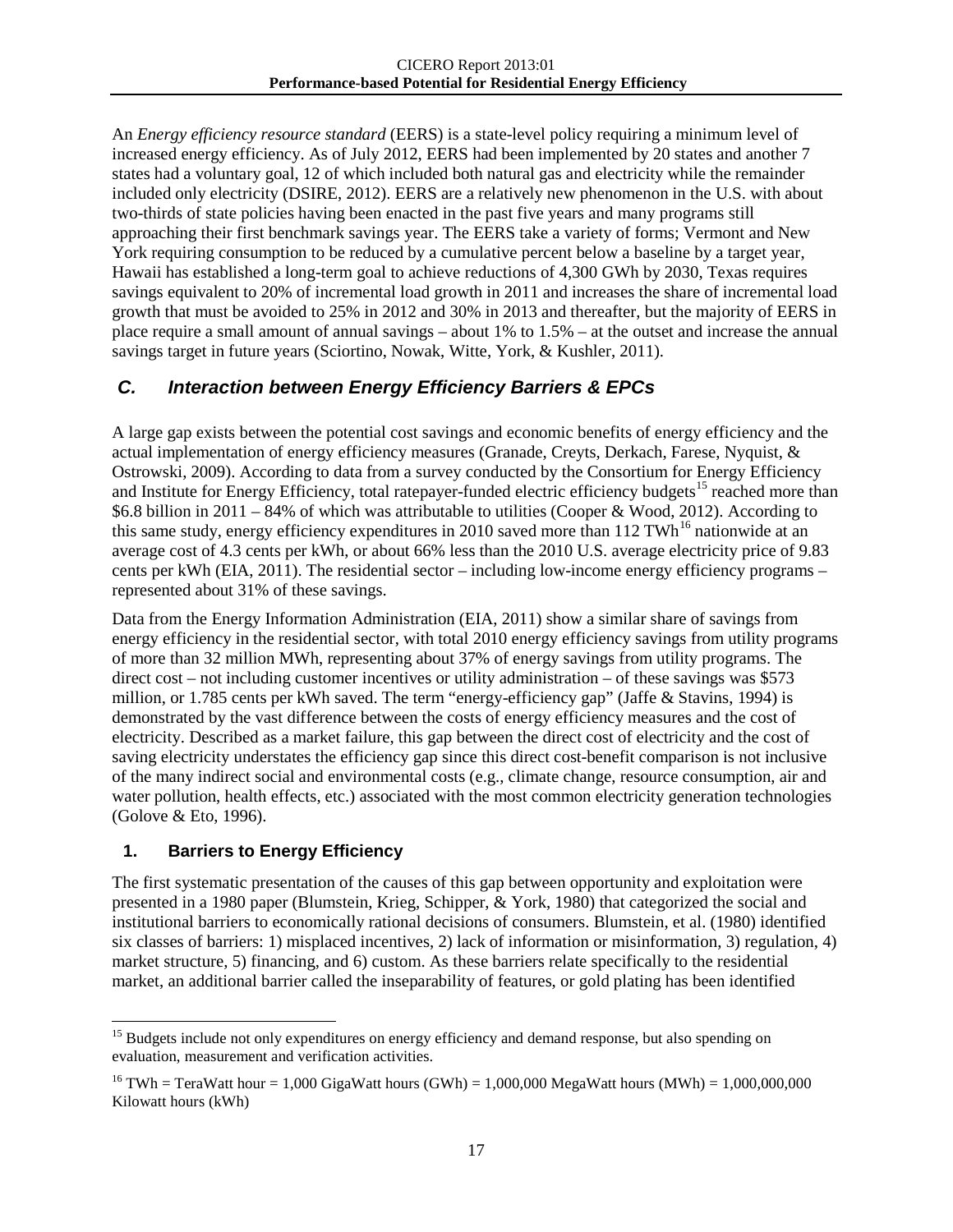An *Energy efficiency resource standard* (EERS) is a state-level policy requiring a minimum level of increased energy efficiency. As of July 2012, EERS had been implemented by 20 states and another 7 states had a voluntary goal, 12 of which included both natural gas and electricity while the remainder included only electricity (DSIRE, 2012). EERS are a relatively new phenomenon in the U.S. with about two-thirds of state policies having been enacted in the past five years and many programs still approaching their first benchmark savings year. The EERS take a variety of forms; Vermont and New York requiring consumption to be reduced by a cumulative percent below a baseline by a target year, Hawaii has established a long-term goal to achieve reductions of 4,300 GWh by 2030, Texas requires savings equivalent to 20% of incremental load growth in 2011 and increases the share of incremental load growth that must be avoided to 25% in 2012 and 30% in 2013 and thereafter, but the majority of EERS in place require a small amount of annual savings – about 1% to 1.5% – at the outset and increase the annual savings target in future years (Sciortino, Nowak, Witte, York, & Kushler, 2011).

## *C. Interaction between Energy Efficiency Barriers & EPCs*

A large gap exists between the potential cost savings and economic benefits of energy efficiency and the actual implementation of energy efficiency measures (Granade, Creyts, Derkach, Farese, Nyquist, & Ostrowski, 2009). According to data from a survey conducted by the Consortium for Energy Efficiency and Institute for Energy Efficiency, total ratepayer-funded electric efficiency budgets[15] reached more than $6.8 billion in 2011 – 84% of which was attributable to utilities (Cooper & Wood, 2012). According to this same study, energy efficiency expenditures in 2010 saved more than 112 TWh[16] nationwide at an average cost of 4.3 cents per kWh, or about 66% less than the 2010 U.S. average electricity price of 9.83 cents per kWh (EIA, 2011). The residential sector – including low-income energy efficiency programs – represented about 31% of these savings.

Data from the Energy Information Administration (EIA, 2011) show a similar share of savings from energy efficiency in the residential sector, with total 2010 energy efficiency savings from utility programs of more than 32 million MWh, representing about 37% of energy savings from utility programs. The direct cost – not including customer incentives or utility administration – of these savings was $573 million, or 1.785 cents per kWh saved. The term "energy-efficiency gap" (Jaffe & Stavins, 1994) is demonstrated by the vast difference between the costs of energy efficiency measures and the cost of electricity. Described as a market failure, this gap between the direct cost of electricity and the cost of saving electricity understates the efficiency gap since this direct cost-benefit comparison is not inclusive of the many indirect social and environmental costs (e.g., climate change, resource consumption, air and water pollution, health effects, etc.) associated with the most common electricity generation technologies (Golove & Eto, 1996).

### 1. Barriers to Energy Efficiency

The first systematic presentation of the causes of this gap between opportunity and exploitation were presented in a 1980 paper (Blumstein, Krieg, Schipper, & York, 1980) that categorized the social and institutional barriers to economically rational decisions of consumers. Blumstein, et al. (1980) identified six classes of barriers: 1) misplaced incentives, 2) lack of information or misinformation, 3) regulation, 4) market structure, 5) financing, and 6) custom. As these barriers relate specifically to the residential market, an additional barrier called the inseparability of features, or gold plating has been identified

---

[15] Budgets include not only expenditures on energy efficiency and demand response, but also spending on evaluation, measurement and verification activities.

[16] TWh = TeraWatt hour = 1,000 GigaWatt hours (GWh) = 1,000,000 MegaWatt hours (MWh) = 1,000,000,000 Kilowatt hours (kWh)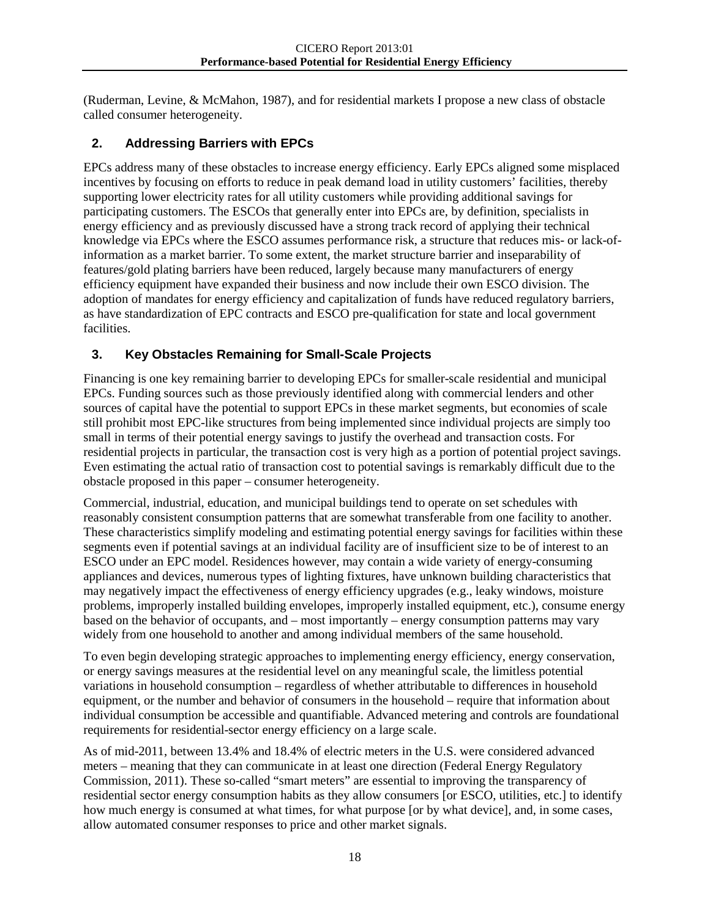(Ruderman, Levine, & McMahon, 1987), and for residential markets I propose a new class of obstacle called consumer heterogeneity.

## 2. Addressing Barriers with EPCs

EPCs address many of these obstacles to increase energy efficiency. Early EPCs aligned some misplaced incentives by focusing on efforts to reduce in peak demand load in utility customers' facilities, thereby supporting lower electricity rates for all utility customers while providing additional savings for participating customers. The ESCOs that generally enter into EPCs are, by definition, specialists in energy efficiency and as previously discussed have a strong track record of applying their technical knowledge via EPCs where the ESCO assumes performance risk, a structure that reduces mis- or lack-of-information as a market barrier. To some extent, the market structure barrier and inseparability of features/gold plating barriers have been reduced, largely because many manufacturers of energy efficiency equipment have expanded their business and now include their own ESCO division. The adoption of mandates for energy efficiency and capitalization of funds have reduced regulatory barriers, as have standardization of EPC contracts and ESCO pre-qualification for state and local government facilities.

## 3. Key Obstacles Remaining for Small-Scale Projects

Financing is one key remaining barrier to developing EPCs for smaller-scale residential and municipal EPCs. Funding sources such as those previously identified along with commercial lenders and other sources of capital have the potential to support EPCs in these market segments, but economies of scale still prohibit most EPC-like structures from being implemented since individual projects are simply too small in terms of their potential energy savings to justify the overhead and transaction costs. For residential projects in particular, the transaction cost is very high as a portion of potential project savings. Even estimating the actual ratio of transaction cost to potential savings is remarkably difficult due to the obstacle proposed in this paper – consumer heterogeneity.

Commercial, industrial, education, and municipal buildings tend to operate on set schedules with reasonably consistent consumption patterns that are somewhat transferable from one facility to another. These characteristics simplify modeling and estimating potential energy savings for facilities within these segments even if potential savings at an individual facility are of insufficient size to be of interest to an ESCO under an EPC model. Residences however, may contain a wide variety of energy-consuming appliances and devices, numerous types of lighting fixtures, have unknown building characteristics that may negatively impact the effectiveness of energy efficiency upgrades (e.g., leaky windows, moisture problems, improperly installed building envelopes, improperly installed equipment, etc.), consume energy based on the behavior of occupants, and – most importantly – energy consumption patterns may vary widely from one household to another and among individual members of the same household.

To even begin developing strategic approaches to implementing energy efficiency, energy conservation, or energy savings measures at the residential level on any meaningful scale, the limitless potential variations in household consumption – regardless of whether attributable to differences in household equipment, or the number and behavior of consumers in the household – require that information about individual consumption be accessible and quantifiable. Advanced metering and controls are foundational requirements for residential-sector energy efficiency on a large scale.

As of mid-2011, between 13.4% and 18.4% of electric meters in the U.S. were considered advanced meters – meaning that they can communicate in at least one direction (Federal Energy Regulatory Commission, 2011). These so-called "smart meters" are essential to improving the transparency of residential sector energy consumption habits as they allow consumers [or ESCO, utilities, etc.] to identify how much energy is consumed at what times, for what purpose [or by what device], and, in some cases, allow automated consumer responses to price and other market signals.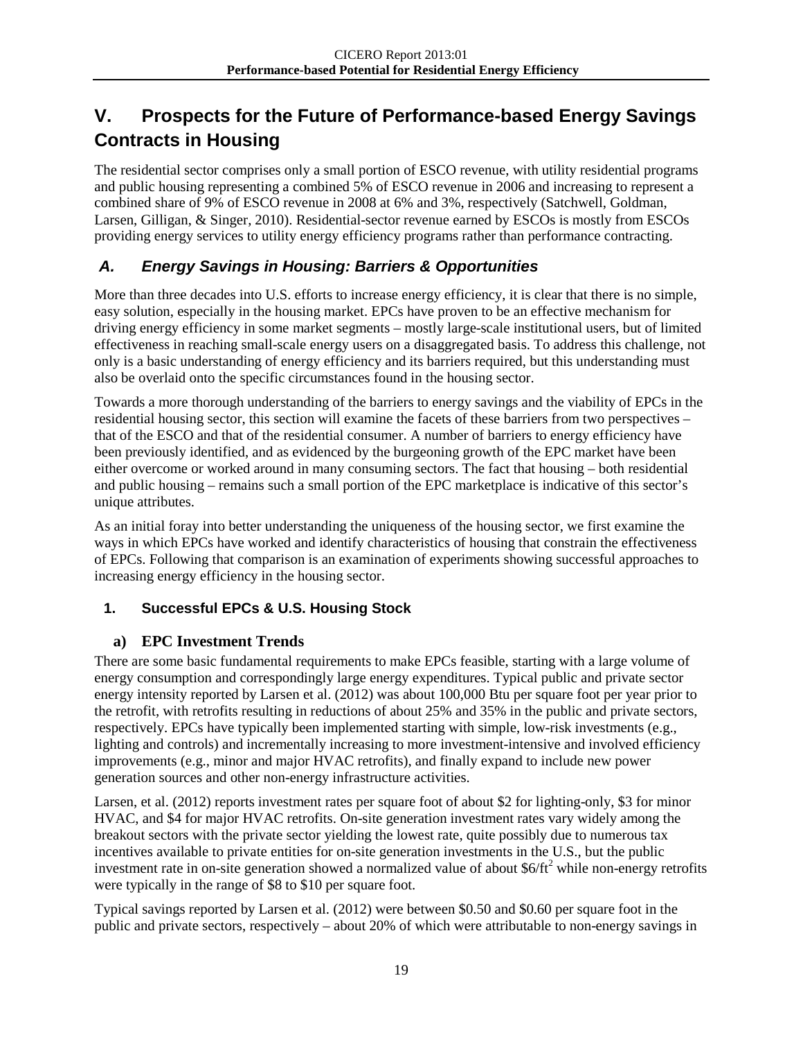# V. Prospects for the Future of Performance-based Energy Savings Contracts in Housing

The residential sector comprises only a small portion of ESCO revenue, with utility residential programs and public housing representing a combined 5% of ESCO revenue in 2006 and increasing to represent a combined share of 9% of ESCO revenue in 2008 at 6% and 3%, respectively (Satchwell, Goldman, Larsen, Gilligan, & Singer, 2010). Residential-sector revenue earned by ESCOs is mostly from ESCOs providing energy services to utility energy efficiency programs rather than performance contracting.

## *A. Energy Savings in Housing: Barriers & Opportunities*

More than three decades into U.S. efforts to increase energy efficiency, it is clear that there is no simple, easy solution, especially in the housing market. EPCs have proven to be an effective mechanism for driving energy efficiency in some market segments – mostly large-scale institutional users, but of limited effectiveness in reaching small-scale energy users on a disaggregated basis. To address this challenge, not only is a basic understanding of energy efficiency and its barriers required, but this understanding must also be overlaid onto the specific circumstances found in the housing sector.

Towards a more thorough understanding of the barriers to energy savings and the viability of EPCs in the residential housing sector, this section will examine the facets of these barriers from two perspectives – that of the ESCO and that of the residential consumer. A number of barriers to energy efficiency have been previously identified, and as evidenced by the burgeoning growth of the EPC market have been either overcome or worked around in many consuming sectors. The fact that housing – both residential and public housing – remains such a small portion of the EPC marketplace is indicative of this sector's unique attributes.

As an initial foray into better understanding the uniqueness of the housing sector, we first examine the ways in which EPCs have worked and identify characteristics of housing that constrain the effectiveness of EPCs. Following that comparison is an examination of experiments showing successful approaches to increasing energy efficiency in the housing sector.

### 1. Successful EPCs & U.S. Housing Stock

#### a) EPC Investment Trends

There are some basic fundamental requirements to make EPCs feasible, starting with a large volume of energy consumption and correspondingly large energy expenditures. Typical public and private sector energy intensity reported by Larsen et al. (2012) was about 100,000 Btu per square foot per year prior to the retrofit, with retrofits resulting in reductions of about 25% and 35% in the public and private sectors, respectively. EPCs have typically been implemented starting with simple, low-risk investments (e.g., lighting and controls) and incrementally increasing to more investment-intensive and involved efficiency improvements (e.g., minor and major HVAC retrofits), and finally expand to include new power generation sources and other non-energy infrastructure activities.

Larsen, et al. (2012) reports investment rates per square foot of about \$2 for lighting-only, \$3 for minor HVAC, and \$4 for major HVAC retrofits. On-site generation investment rates vary widely among the breakout sectors with the private sector yielding the lowest rate, quite possibly due to numerous tax incentives available to private entities for on-site generation investments in the U.S., but the public investment rate in on-site generation showed a normalized value of about $\$6/ft^2$ while non-energy retrofits were typically in the range of \$8 to \$10 per square foot.

Typical savings reported by Larsen et al. (2012) were between \$0.50 and \$0.60 per square foot in the public and private sectors, respectively – about 20% of which were attributable to non-energy savings in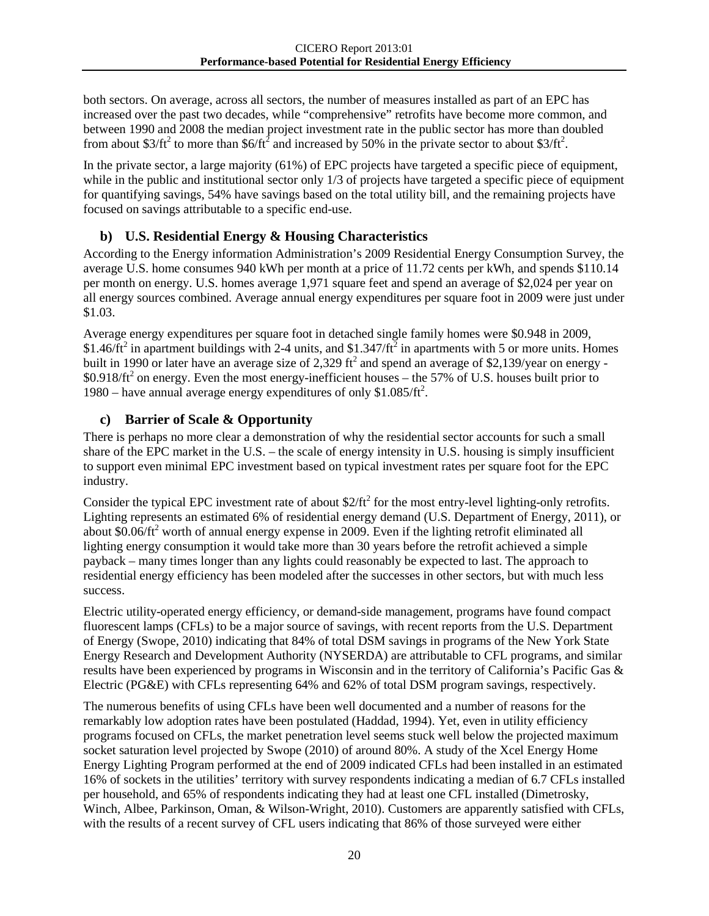both sectors. On average, across all sectors, the number of measures installed as part of an EPC has increased over the past two decades, while "comprehensive" retrofits have become more common, and between 1990 and 2008 the median project investment rate in the public sector has more than doubled from about $\$3/ft^2$ to more than $\$6/ft^2$ and increased by 50% in the private sector to about $\$3/ft^2$.

In the private sector, a large majority (61%) of EPC projects have targeted a specific piece of equipment, while in the public and institutional sector only 1/3 of projects have targeted a specific piece of equipment for quantifying savings, 54% have savings based on the total utility bill, and the remaining projects have focused on savings attributable to a specific end-use.

### b) U.S. Residential Energy & Housing Characteristics

According to the Energy information Administration's 2009 Residential Energy Consumption Survey, the average U.S. home consumes 940 kWh per month at a price of 11.72 cents per kWh, and spends $110.14 per month on energy. U.S. homes average 1,971 square feet and spend an average of $2,024 per year on all energy sources combined. Average annual energy expenditures per square foot in 2009 were just under $1.03.

Average energy expenditures per square foot in detached single family homes were $0.948 in 2009, $\$1.46/ft^2$ in apartment buildings with 2-4 units, and $\$1.347/ft^2$ in apartments with 5 or more units. Homes built in 1990 or later have an average size of 2,329 $ft^2$ and spend an average of $2,139/year on energy - $\$0.918/ft^2$ on energy. Even the most energy-inefficient houses – the 57% of U.S. houses built prior to 1980 – have annual average energy expenditures of only $\$1.085/ft^2$.

### c) Barrier of Scale & Opportunity

There is perhaps no more clear a demonstration of why the residential sector accounts for such a small share of the EPC market in the U.S. – the scale of energy intensity in U.S. housing is simply insufficient to support even minimal EPC investment based on typical investment rates per square foot for the EPC industry.

Consider the typical EPC investment rate of about $\$2/ft^2$ for the most entry-level lighting-only retrofits. Lighting represents an estimated 6% of residential energy demand (U.S. Department of Energy, 2011), or about $\$0.06/ft^2$ worth of annual energy expense in 2009. Even if the lighting retrofit eliminated all lighting energy consumption it would take more than 30 years before the retrofit achieved a simple payback – many times longer than any lights could reasonably be expected to last. The approach to residential energy efficiency has been modeled after the successes in other sectors, but with much less success.

Electric utility-operated energy efficiency, or demand-side management, programs have found compact fluorescent lamps (CFLs) to be a major source of savings, with recent reports from the U.S. Department of Energy (Swope, 2010) indicating that 84% of total DSM savings in programs of the New York State Energy Research and Development Authority (NYSERDA) are attributable to CFL programs, and similar results have been experienced by programs in Wisconsin and in the territory of California's Pacific Gas & Electric (PG&E) with CFLs representing 64% and 62% of total DSM program savings, respectively.

The numerous benefits of using CFLs have been well documented and a number of reasons for the remarkably low adoption rates have been postulated (Haddad, 1994). Yet, even in utility efficiency programs focused on CFLs, the market penetration level seems stuck well below the projected maximum socket saturation level projected by Swope (2010) of around 80%. A study of the Xcel Energy Home Energy Lighting Program performed at the end of 2009 indicated CFLs had been installed in an estimated 16% of sockets in the utilities' territory with survey respondents indicating a median of 6.7 CFLs installed per household, and 65% of respondents indicating they had at least one CFL installed (Dimetrosky, Winch, Albee, Parkinson, Oman, & Wilson-Wright, 2010). Customers are apparently satisfied with CFLs, with the results of a recent survey of CFL users indicating that 86% of those surveyed were either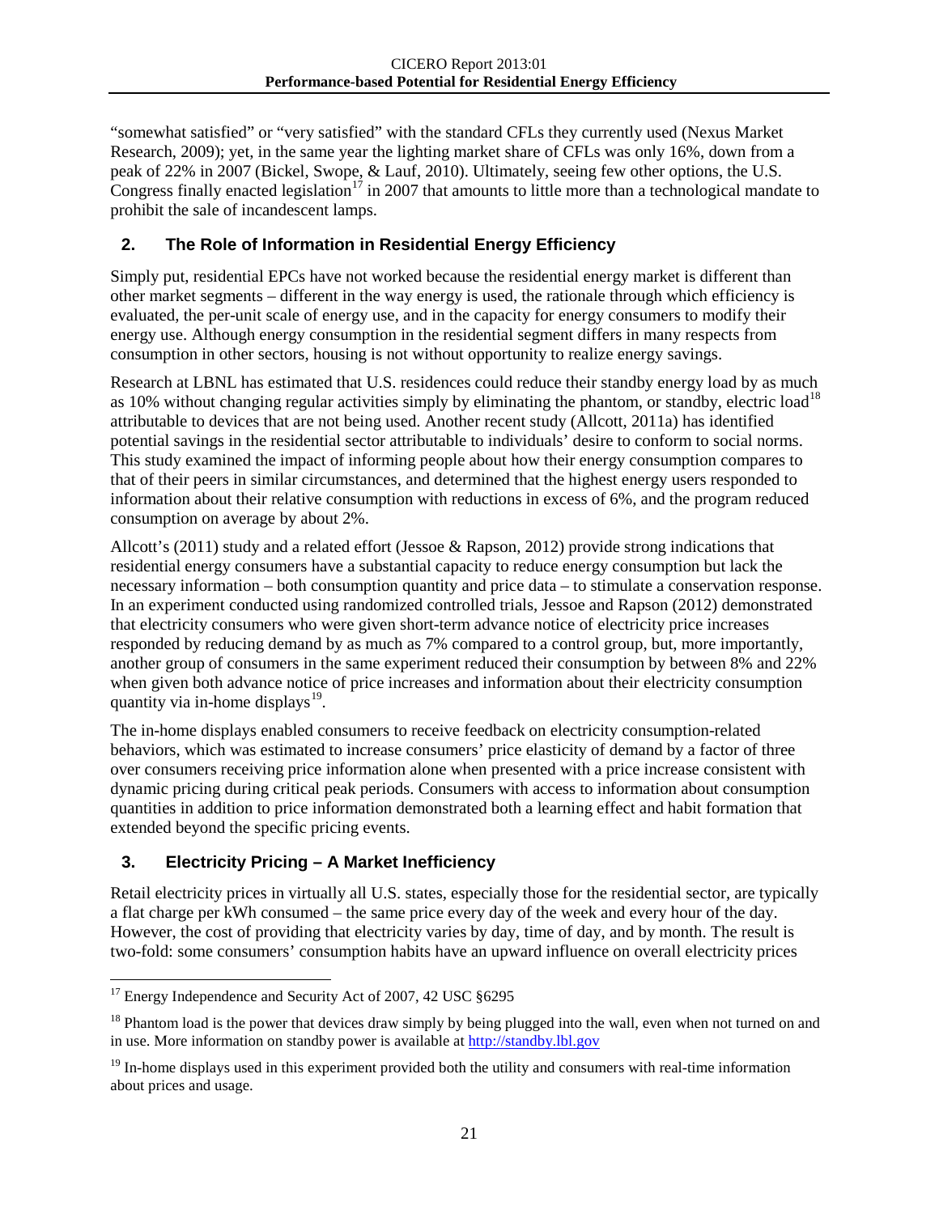"somewhat satisfied" or "very satisfied" with the standard CFLs they currently used (Nexus Market Research, 2009); yet, in the same year the lighting market share of CFLs was only 16%, down from a peak of 22% in 2007 (Bickel, Swope, & Lauf, 2010). Ultimately, seeing few other options, the U.S. Congress finally enacted legislation[17] in 2007 that amounts to little more than a technological mandate to prohibit the sale of incandescent lamps.

## 2. The Role of Information in Residential Energy Efficiency

Simply put, residential EPCs have not worked because the residential energy market is different than other market segments – different in the way energy is used, the rationale through which efficiency is evaluated, the per-unit scale of energy use, and in the capacity for energy consumers to modify their energy use. Although energy consumption in the residential segment differs in many respects from consumption in other sectors, housing is not without opportunity to realize energy savings.

Research at LBNL has estimated that U.S. residences could reduce their standby energy load by as much as 10% without changing regular activities simply by eliminating the phantom, or standby, electric load[18] attributable to devices that are not being used. Another recent study (Allcott, 2011a) has identified potential savings in the residential sector attributable to individuals' desire to conform to social norms. This study examined the impact of informing people about how their energy consumption compares to that of their peers in similar circumstances, and determined that the highest energy users responded to information about their relative consumption with reductions in excess of 6%, and the program reduced consumption on average by about 2%.

Allcott's (2011) study and a related effort (Jessoe & Rapson, 2012) provide strong indications that residential energy consumers have a substantial capacity to reduce energy consumption but lack the necessary information – both consumption quantity and price data – to stimulate a conservation response. In an experiment conducted using randomized controlled trials, Jessoe and Rapson (2012) demonstrated that electricity consumers who were given short-term advance notice of electricity price increases responded by reducing demand by as much as 7% compared to a control group, but, more importantly, another group of consumers in the same experiment reduced their consumption by between 8% and 22% when given both advance notice of price increases and information about their electricity consumption quantity via in-home displays[19].

The in-home displays enabled consumers to receive feedback on electricity consumption-related behaviors, which was estimated to increase consumers' price elasticity of demand by a factor of three over consumers receiving price information alone when presented with a price increase consistent with dynamic pricing during critical peak periods. Consumers with access to information about consumption quantities in addition to price information demonstrated both a learning effect and habit formation that extended beyond the specific pricing events.

## 3. Electricity Pricing – A Market Inefficiency

Retail electricity prices in virtually all U.S. states, especially those for the residential sector, are typically a flat charge per kWh consumed – the same price every day of the week and every hour of the day. However, the cost of providing that electricity varies by day, time of day, and by month. The result is two-fold: some consumers' consumption habits have an upward influence on overall electricity prices

---

[17] Energy Independence and Security Act of 2007, 42 USC §6295

[18] Phantom load is the power that devices draw simply by being plugged into the wall, even when not turned on and in use. More information on standby power is available at http://standby.lbl.gov

[19] In-home displays used in this experiment provided both the utility and consumers with real-time information about prices and usage.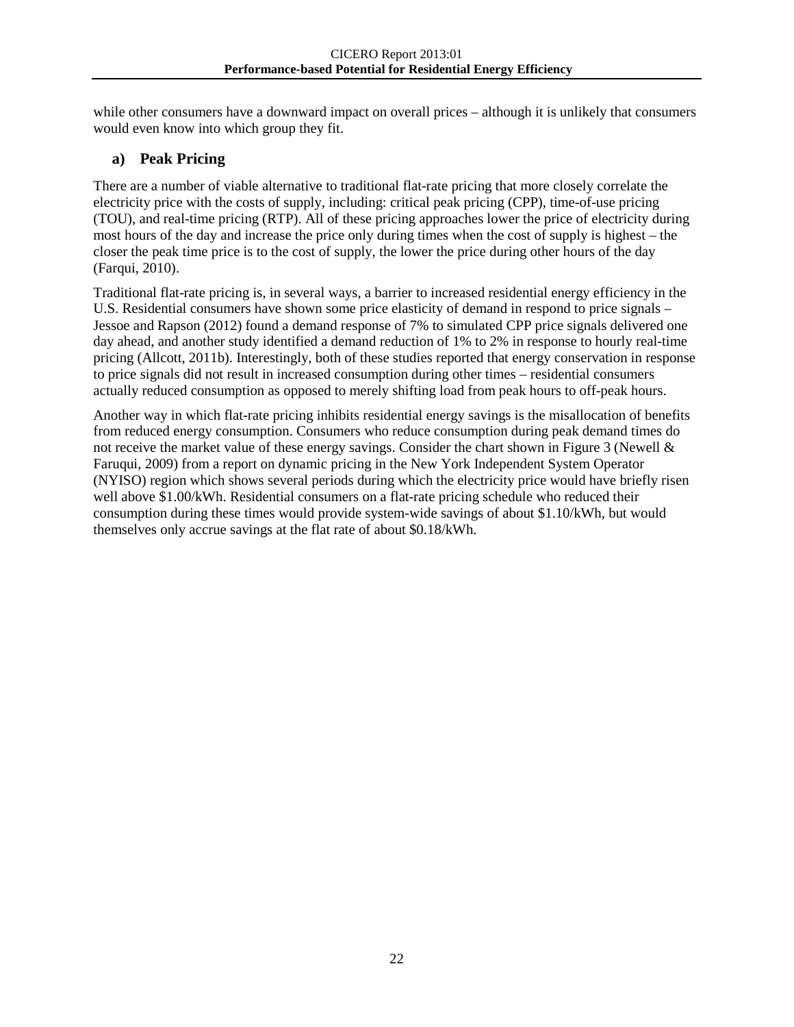while other consumers have a downward impact on overall prices – although it is unlikely that consumers would even know into which group they fit.

### a) Peak Pricing

There are a number of viable alternative to traditional flat-rate pricing that more closely correlate the electricity price with the costs of supply, including: critical peak pricing (CPP), time-of-use pricing (TOU), and real-time pricing (RTP). All of these pricing approaches lower the price of electricity during most hours of the day and increase the price only during times when the cost of supply is highest – the closer the peak time price is to the cost of supply, the lower the price during other hours of the day (Farqui, 2010).

Traditional flat-rate pricing is, in several ways, a barrier to increased residential energy efficiency in the U.S. Residential consumers have shown some price elasticity of demand in respond to price signals – Jessoe and Rapson (2012) found a demand response of 7% to simulated CPP price signals delivered one day ahead, and another study identified a demand reduction of 1% to 2% in response to hourly real-time pricing (Allcott, 2011b). Interestingly, both of these studies reported that energy conservation in response to price signals did not result in increased consumption during other times – residential consumers actually reduced consumption as opposed to merely shifting load from peak hours to off-peak hours.

Another way in which flat-rate pricing inhibits residential energy savings is the misallocation of benefits from reduced energy consumption. Consumers who reduce consumption during peak demand times do not receive the market value of these energy savings. Consider the chart shown in Figure 3 (Newell & Faruqui, 2009) from a report on dynamic pricing in the New York Independent System Operator (NYISO) region which shows several periods during which the electricity price would have briefly risen well above $1.00/kWh. Residential consumers on a flat-rate pricing schedule who reduced their consumption during these times would provide system-wide savings of about $1.10/kWh, but would themselves only accrue savings at the flat rate of about $0.18/kWh.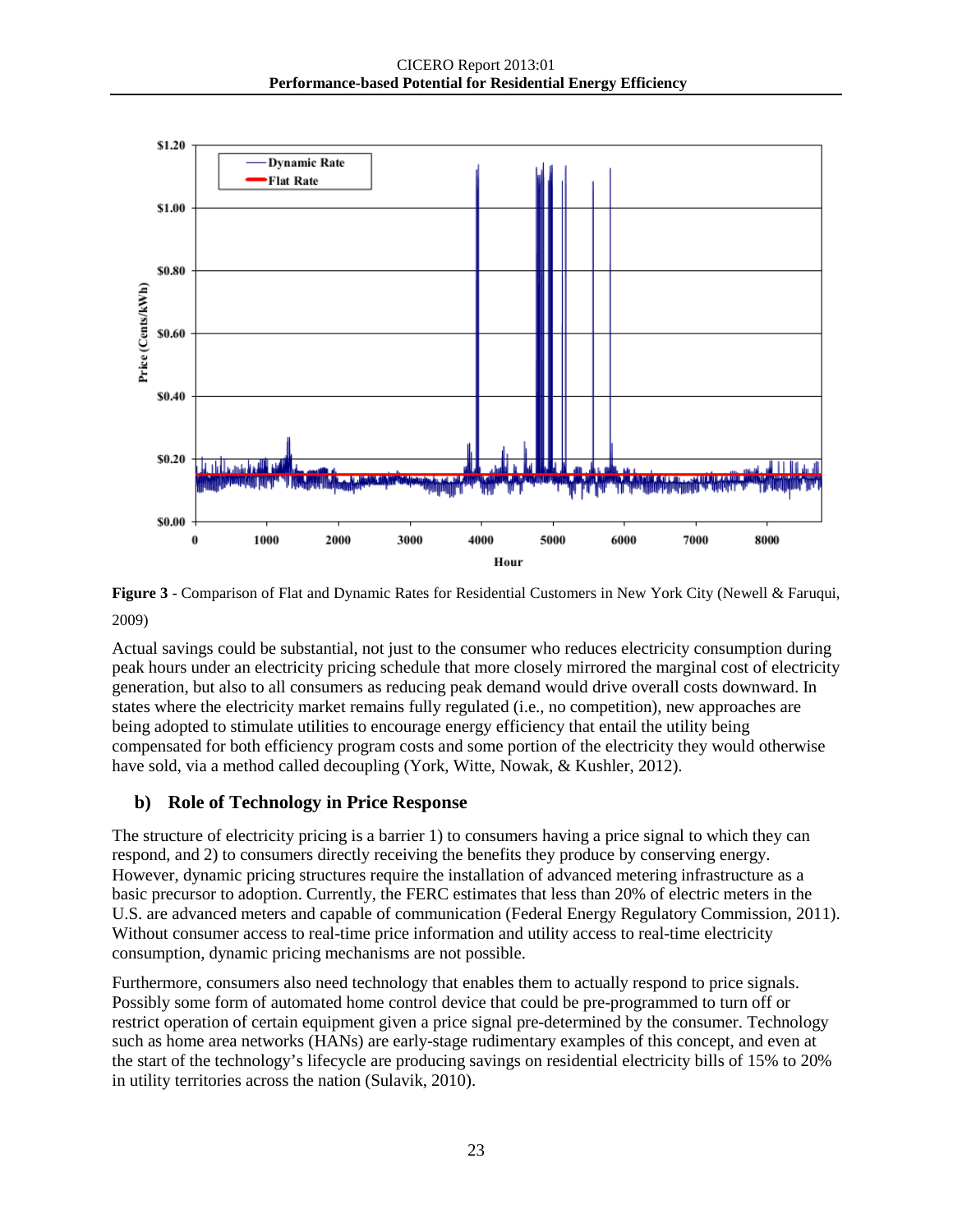**Figure 3** - Comparison of Flat and Dynamic Rates for Residential Customers in New York City (Newell & Faruqui, 2009)

Actual savings could be substantial, not just to the consumer who reduces electricity consumption during peak hours under an electricity pricing schedule that more closely mirrored the marginal cost of electricity generation, but also to all consumers as reducing peak demand would drive overall costs downward. In states where the electricity market remains fully regulated (i.e., no competition), new approaches are being adopted to stimulate utilities to encourage energy efficiency that entail the utility being compensated for both efficiency program costs and some portion of the electricity they would otherwise have sold, via a method called decoupling (York, Witte, Nowak, & Kushler, 2012).

## b) Role of Technology in Price Response

The structure of electricity pricing is a barrier 1) to consumers having a price signal to which they can respond, and 2) to consumers directly receiving the benefits they produce by conserving energy. However, dynamic pricing structures require the installation of advanced metering infrastructure as a basic precursor to adoption. Currently, the FERC estimates that less than 20% of electric meters in the U.S. are advanced meters and capable of communication (Federal Energy Regulatory Commission, 2011). Without consumer access to real-time price information and utility access to real-time electricity consumption, dynamic pricing mechanisms are not possible.

Furthermore, consumers also need technology that enables them to actually respond to price signals. Possibly some form of automated home control device that could be pre-programmed to turn off or restrict operation of certain equipment given a price signal pre-determined by the consumer. Technology such as home area networks (HANs) are early-stage rudimentary examples of this concept, and even at the start of the technology's lifecycle are producing savings on residential electricity bills of 15% to 20% in utility territories across the nation (Sulavik, 2010).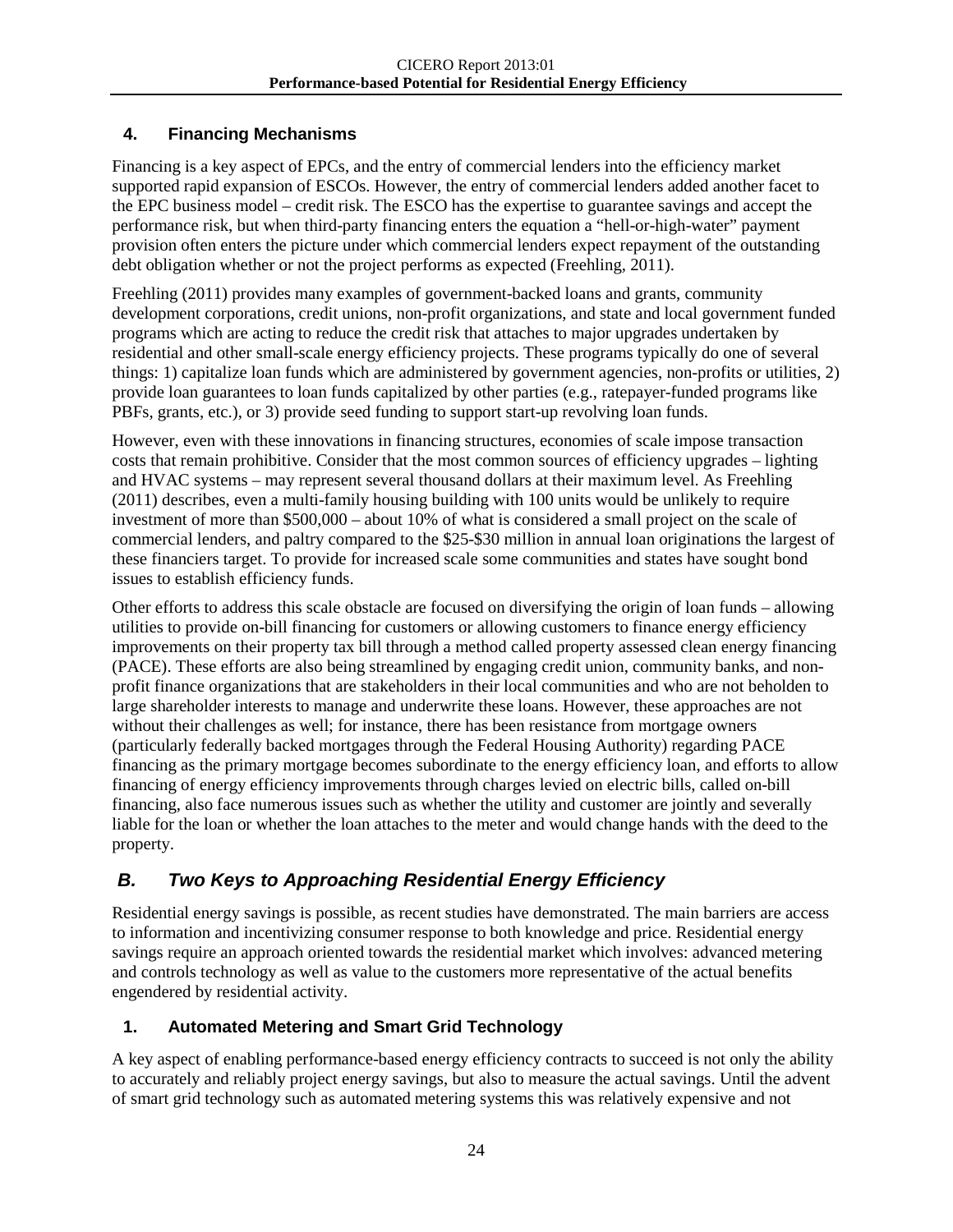### 4. Financing Mechanisms

Financing is a key aspect of EPCs, and the entry of commercial lenders into the efficiency market supported rapid expansion of ESCOs. However, the entry of commercial lenders added another facet to the EPC business model – credit risk. The ESCO has the expertise to guarantee savings and accept the performance risk, but when third-party financing enters the equation a "hell-or-high-water" payment provision often enters the picture under which commercial lenders expect repayment of the outstanding debt obligation whether or not the project performs as expected (Freehling, 2011).

Freehling (2011) provides many examples of government-backed loans and grants, community development corporations, credit unions, non-profit organizations, and state and local government funded programs which are acting to reduce the credit risk that attaches to major upgrades undertaken by residential and other small-scale energy efficiency projects. These programs typically do one of several things: 1) capitalize loan funds which are administered by government agencies, non-profits or utilities, 2) provide loan guarantees to loan funds capitalized by other parties (e.g., ratepayer-funded programs like PBFs, grants, etc.), or 3) provide seed funding to support start-up revolving loan funds.

However, even with these innovations in financing structures, economies of scale impose transaction costs that remain prohibitive. Consider that the most common sources of efficiency upgrades – lighting and HVAC systems – may represent several thousand dollars at their maximum level. As Freehling (2011) describes, even a multi-family housing building with 100 units would be unlikely to require investment of more than $500,000 – about 10% of what is considered a small project on the scale of commercial lenders, and paltry compared to the $25-$30 million in annual loan originations the largest of these financiers target. To provide for increased scale some communities and states have sought bond issues to establish efficiency funds.

Other efforts to address this scale obstacle are focused on diversifying the origin of loan funds – allowing utilities to provide on-bill financing for customers or allowing customers to finance energy efficiency improvements on their property tax bill through a method called property assessed clean energy financing (PACE). These efforts are also being streamlined by engaging credit union, community banks, and non-profit finance organizations that are stakeholders in their local communities and who are not beholden to large shareholder interests to manage and underwrite these loans. However, these approaches are not without their challenges as well; for instance, there has been resistance from mortgage owners (particularly federally backed mortgages through the Federal Housing Authority) regarding PACE financing as the primary mortgage becomes subordinate to the energy efficiency loan, and efforts to allow financing of energy efficiency improvements through charges levied on electric bills, called on-bill financing, also face numerous issues such as whether the utility and customer are jointly and severally liable for the loan or whether the loan attaches to the meter and would change hands with the deed to the property.

## *B. Two Keys to Approaching Residential Energy Efficiency*

Residential energy savings is possible, as recent studies have demonstrated. The main barriers are access to information and incentivizing consumer response to both knowledge and price. Residential energy savings require an approach oriented towards the residential market which involves: advanced metering and controls technology as well as value to the customers more representative of the actual benefits engendered by residential activity.

### 1. Automated Metering and Smart Grid Technology

A key aspect of enabling performance-based energy efficiency contracts to succeed is not only the ability to accurately and reliably project energy savings, but also to measure the actual savings. Until the advent of smart grid technology such as automated metering systems this was relatively expensive and not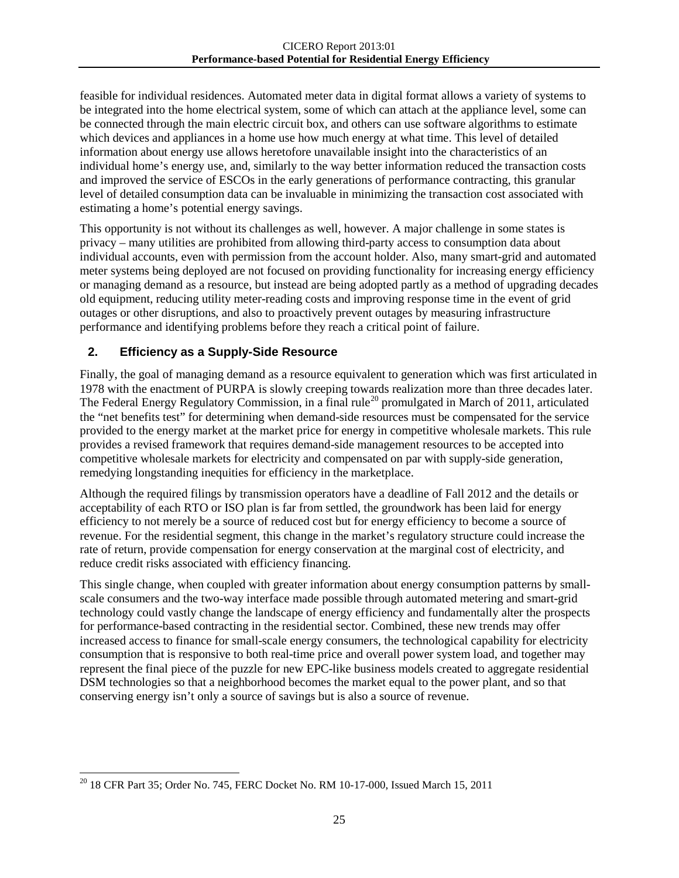feasible for individual residences. Automated meter data in digital format allows a variety of systems to be integrated into the home electrical system, some of which can attach at the appliance level, some can be connected through the main electric circuit box, and others can use software algorithms to estimate which devices and appliances in a home use how much energy at what time. This level of detailed information about energy use allows heretofore unavailable insight into the characteristics of an individual home's energy use, and, similarly to the way better information reduced the transaction costs and improved the service of ESCOs in the early generations of performance contracting, this granular level of detailed consumption data can be invaluable in minimizing the transaction cost associated with estimating a home's potential energy savings.

This opportunity is not without its challenges as well, however. A major challenge in some states is privacy – many utilities are prohibited from allowing third-party access to consumption data about individual accounts, even with permission from the account holder. Also, many smart-grid and automated meter systems being deployed are not focused on providing functionality for increasing energy efficiency or managing demand as a resource, but instead are being adopted partly as a method of upgrading decades old equipment, reducing utility meter-reading costs and improving response time in the event of grid outages or other disruptions, and also to proactively prevent outages by measuring infrastructure performance and identifying problems before they reach a critical point of failure.

## 2. Efficiency as a Supply-Side Resource

Finally, the goal of managing demand as a resource equivalent to generation which was first articulated in 1978 with the enactment of PURPA is slowly creeping towards realization more than three decades later. The Federal Energy Regulatory Commission, in a final rule[20] promulgated in March of 2011, articulated the "net benefits test" for determining when demand-side resources must be compensated for the service provided to the energy market at the market price for energy in competitive wholesale markets. This rule provides a revised framework that requires demand-side management resources to be accepted into competitive wholesale markets for electricity and compensated on par with supply-side generation, remedying longstanding inequities for efficiency in the marketplace.

Although the required filings by transmission operators have a deadline of Fall 2012 and the details or acceptability of each RTO or ISO plan is far from settled, the groundwork has been laid for energy efficiency to not merely be a source of reduced cost but for energy efficiency to become a source of revenue. For the residential segment, this change in the market's regulatory structure could increase the rate of return, provide compensation for energy conservation at the marginal cost of electricity, and reduce credit risks associated with efficiency financing.

This single change, when coupled with greater information about energy consumption patterns by small-scale consumers and the two-way interface made possible through automated metering and smart-grid technology could vastly change the landscape of energy efficiency and fundamentally alter the prospects for performance-based contracting in the residential sector. Combined, these new trends may offer increased access to finance for small-scale energy consumers, the technological capability for electricity consumption that is responsive to both real-time price and overall power system load, and together may represent the final piece of the puzzle for new EPC-like business models created to aggregate residential DSM technologies so that a neighborhood becomes the market equal to the power plant, and so that conserving energy isn't only a source of savings but is also a source of revenue.

[20] 18 CFR Part 35; Order No. 745, FERC Docket No. RM 10-17-000, Issued March 15, 2011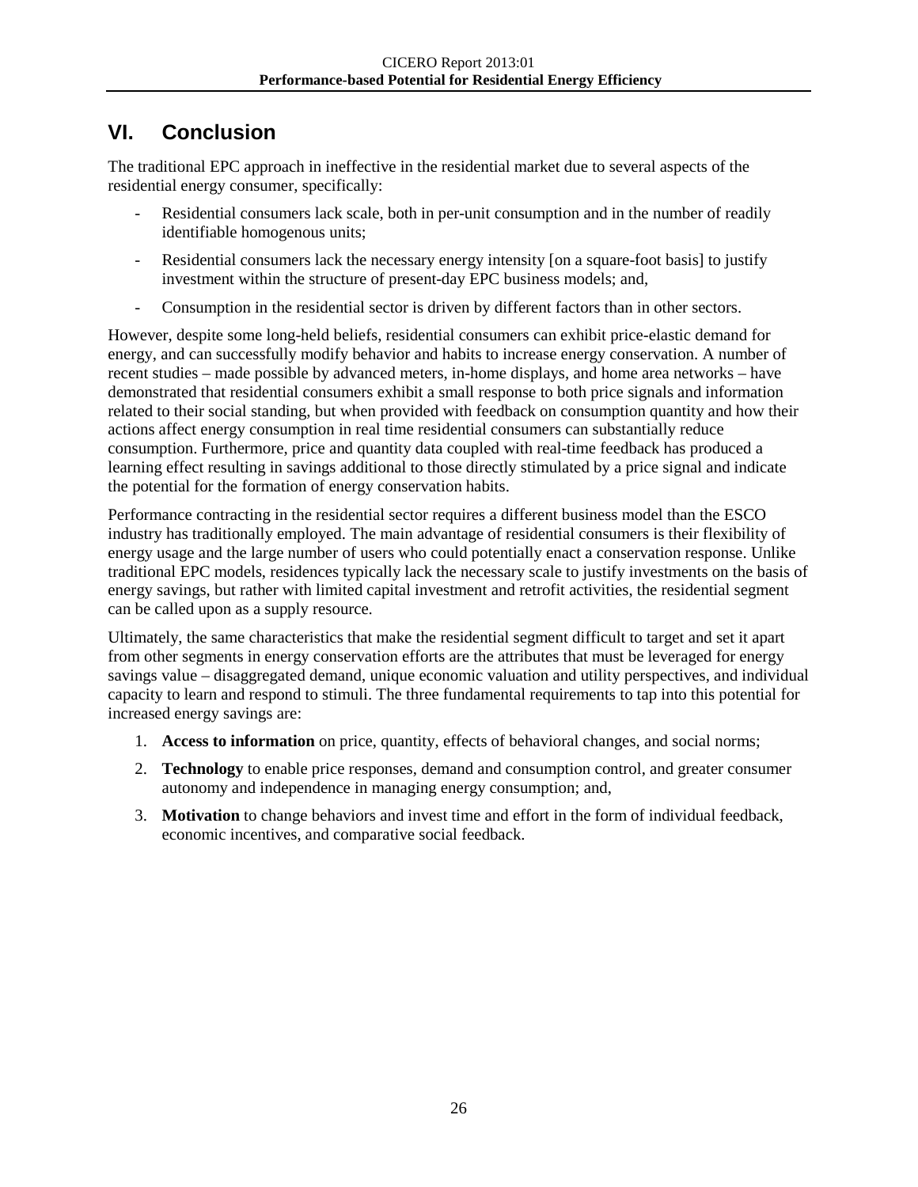# VI. Conclusion

The traditional EPC approach in ineffective in the residential market due to several aspects of the residential energy consumer, specifically:

- Residential consumers lack scale, both in per-unit consumption and in the number of readily identifiable homogenous units;
- Residential consumers lack the necessary energy intensity [on a square-foot basis] to justify investment within the structure of present-day EPC business models; and,
- Consumption in the residential sector is driven by different factors than in other sectors.

However, despite some long-held beliefs, residential consumers can exhibit price-elastic demand for energy, and can successfully modify behavior and habits to increase energy conservation. A number of recent studies – made possible by advanced meters, in-home displays, and home area networks – have demonstrated that residential consumers exhibit a small response to both price signals and information related to their social standing, but when provided with feedback on consumption quantity and how their actions affect energy consumption in real time residential consumers can substantially reduce consumption. Furthermore, price and quantity data coupled with real-time feedback has produced a learning effect resulting in savings additional to those directly stimulated by a price signal and indicate the potential for the formation of energy conservation habits.

Performance contracting in the residential sector requires a different business model than the ESCO industry has traditionally employed. The main advantage of residential consumers is their flexibility of energy usage and the large number of users who could potentially enact a conservation response. Unlike traditional EPC models, residences typically lack the necessary scale to justify investments on the basis of energy savings, but rather with limited capital investment and retrofit activities, the residential segment can be called upon as a supply resource.

Ultimately, the same characteristics that make the residential segment difficult to target and set it apart from other segments in energy conservation efforts are the attributes that must be leveraged for energy savings value – disaggregated demand, unique economic valuation and utility perspectives, and individual capacity to learn and respond to stimuli. The three fundamental requirements to tap into this potential for increased energy savings are:

1. **Access to information** on price, quantity, effects of behavioral changes, and social norms;
2. **Technology** to enable price responses, demand and consumption control, and greater consumer autonomy and independence in managing energy consumption; and,
3. **Motivation** to change behaviors and invest time and effort in the form of individual feedback, economic incentives, and comparative social feedback.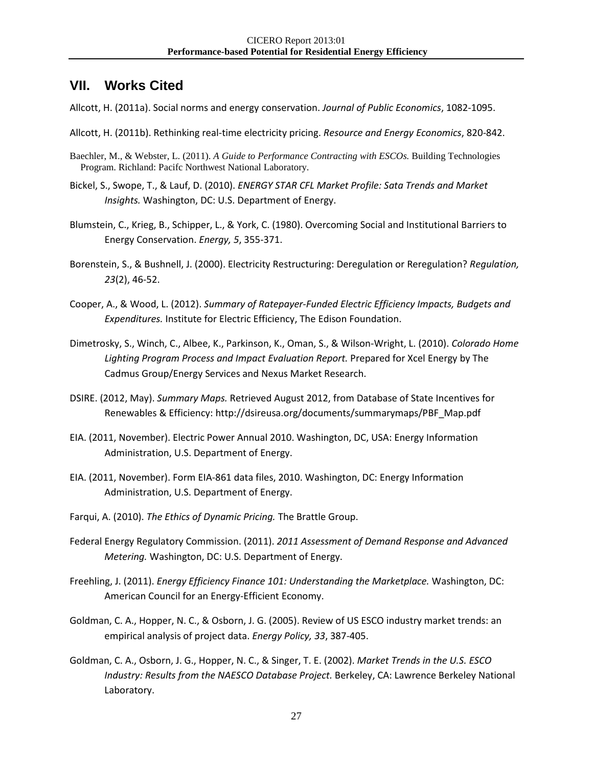## VII. Works Cited

Allcott, H. (2011a). Social norms and energy conservation. *Journal of Public Economics*, 1082-1095.

Allcott, H. (2011b). Rethinking real-time electricity pricing. *Resource and Energy Economics*, 820-842.

Baechler, M., & Webster, L. (2011). *A Guide to Performance Contracting with ESCOs.* Building Technologies Program. Richland: Pacifc Northwest National Laboratory.

Bickel, S., Swope, T., & Lauf, D. (2010). *ENERGY STAR CFL Market Profile: Sata Trends and Market Insights.* Washington, DC: U.S. Department of Energy.

Blumstein, C., Krieg, B., Schipper, L., & York, C. (1980). Overcoming Social and Institutional Barriers to Energy Conservation. *Energy, 5*, 355-371.

Borenstein, S., & Bushnell, J. (2000). Electricity Restructuring: Deregulation or Reregulation? *Regulation, 23*(2), 46-52.

Cooper, A., & Wood, L. (2012). *Summary of Ratepayer-Funded Electric Efficiency Impacts, Budgets and Expenditures.* Institute for Electric Efficiency, The Edison Foundation.

Dimetrosky, S., Winch, C., Albee, K., Parkinson, K., Oman, S., & Wilson-Wright, L. (2010). *Colorado Home Lighting Program Process and Impact Evaluation Report.* Prepared for Xcel Energy by The Cadmus Group/Energy Services and Nexus Market Research.

DSIRE. (2012, May). *Summary Maps.* Retrieved August 2012, from Database of State Incentives for Renewables & Efficiency: http://dsireusa.org/documents/summarymaps/PBF_Map.pdf

EIA. (2011, November). Electric Power Annual 2010. Washington, DC, USA: Energy Information Administration, U.S. Department of Energy.

EIA. (2011, November). Form EIA-861 data files, 2010. Washington, DC: Energy Information Administration, U.S. Department of Energy.

Farqui, A. (2010). *The Ethics of Dynamic Pricing.* The Brattle Group.

Federal Energy Regulatory Commission. (2011). *2011 Assessment of Demand Response and Advanced Metering.* Washington, DC: U.S. Department of Energy.

Freehling, J. (2011). *Energy Efficiency Finance 101: Understanding the Marketplace.* Washington, DC: American Council for an Energy-Efficient Economy.

Goldman, C. A., Hopper, N. C., & Osborn, J. G. (2005). Review of US ESCO industry market trends: an empirical analysis of project data. *Energy Policy, 33*, 387-405.

Goldman, C. A., Osborn, J. G., Hopper, N. C., & Singer, T. E. (2002). *Market Trends in the U.S. ESCO Industry: Results from the NAESCO Database Project.* Berkeley, CA: Lawrence Berkeley National Laboratory.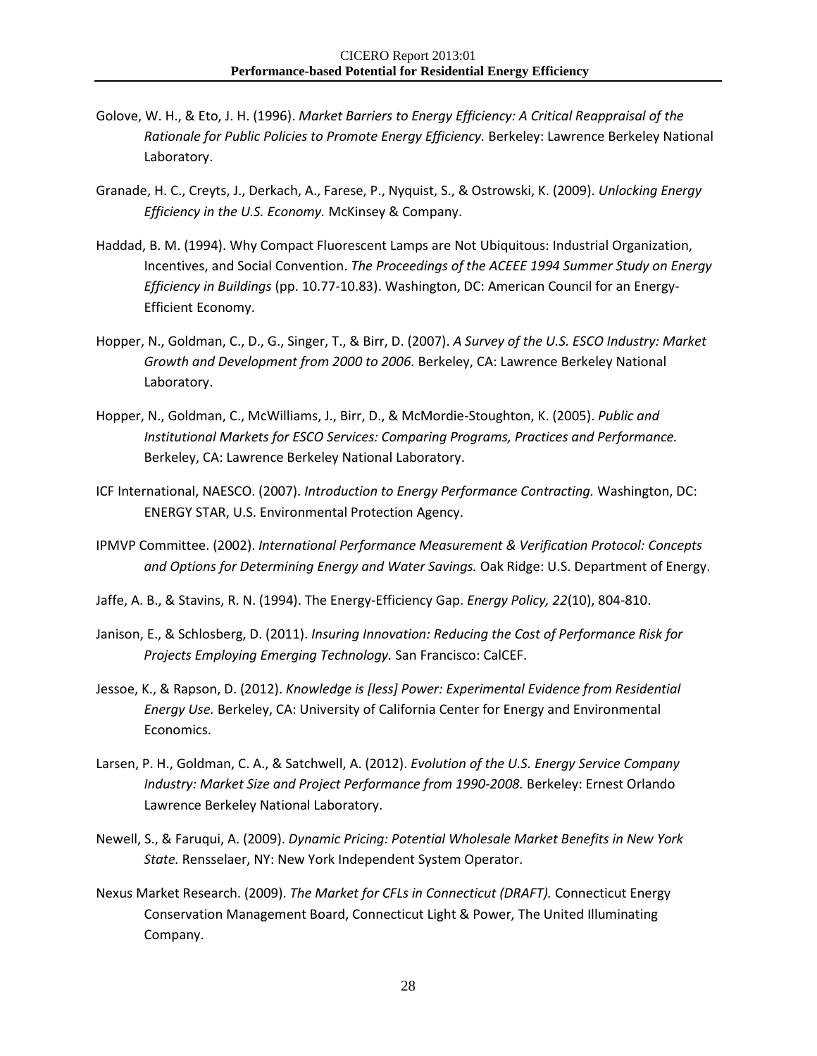Golove, W. H., & Eto, J. H. (1996). *Market Barriers to Energy Efficiency: A Critical Reappraisal of the Rationale for Public Policies to Promote Energy Efficiency.* Berkeley: Lawrence Berkeley National Laboratory.

Granade, H. C., Creyts, J., Derkach, A., Farese, P., Nyquist, S., & Ostrowski, K. (2009). *Unlocking Energy Efficiency in the U.S. Economy.* McKinsey & Company.

Haddad, B. M. (1994). Why Compact Fluorescent Lamps are Not Ubiquitous: Industrial Organization, Incentives, and Social Convention. *The Proceedings of the ACEEE 1994 Summer Study on Energy Efficiency in Buildings* (pp. 10.77-10.83). Washington, DC: American Council for an Energy-Efficient Economy.

Hopper, N., Goldman, C., D., G., Singer, T., & Birr, D. (2007). *A Survey of the U.S. ESCO Industry: Market Growth and Development from 2000 to 2006.* Berkeley, CA: Lawrence Berkeley National Laboratory.

Hopper, N., Goldman, C., McWilliams, J., Birr, D., & McMordie-Stoughton, K. (2005). *Public and Institutional Markets for ESCO Services: Comparing Programs, Practices and Performance.* Berkeley, CA: Lawrence Berkeley National Laboratory.

ICF International, NAESCO. (2007). *Introduction to Energy Performance Contracting.* Washington, DC: ENERGY STAR, U.S. Environmental Protection Agency.

IPMVP Committee. (2002). *International Performance Measurement & Verification Protocol: Concepts and Options for Determining Energy and Water Savings.* Oak Ridge: U.S. Department of Energy.

Jaffe, A. B., & Stavins, R. N. (1994). The Energy-Efficiency Gap. *Energy Policy, 22*(10), 804-810.

Janison, E., & Schlosberg, D. (2011). *Insuring Innovation: Reducing the Cost of Performance Risk for Projects Employing Emerging Technology.* San Francisco: CalCEF.

Jessoe, K., & Rapson, D. (2012). *Knowledge is [less] Power: Experimental Evidence from Residential Energy Use.* Berkeley, CA: University of California Center for Energy and Environmental Economics.

Larsen, P. H., Goldman, C. A., & Satchwell, A. (2012). *Evolution of the U.S. Energy Service Company Industry: Market Size and Project Performance from 1990-2008.* Berkeley: Ernest Orlando Lawrence Berkeley National Laboratory.

Newell, S., & Faruqui, A. (2009). *Dynamic Pricing: Potential Wholesale Market Benefits in New York State.* Rensselaer, NY: New York Independent System Operator.

Nexus Market Research. (2009). *The Market for CFLs in Connecticut (DRAFT).* Connecticut Energy Conservation Management Board, Connecticut Light & Power, The United Illuminating Company.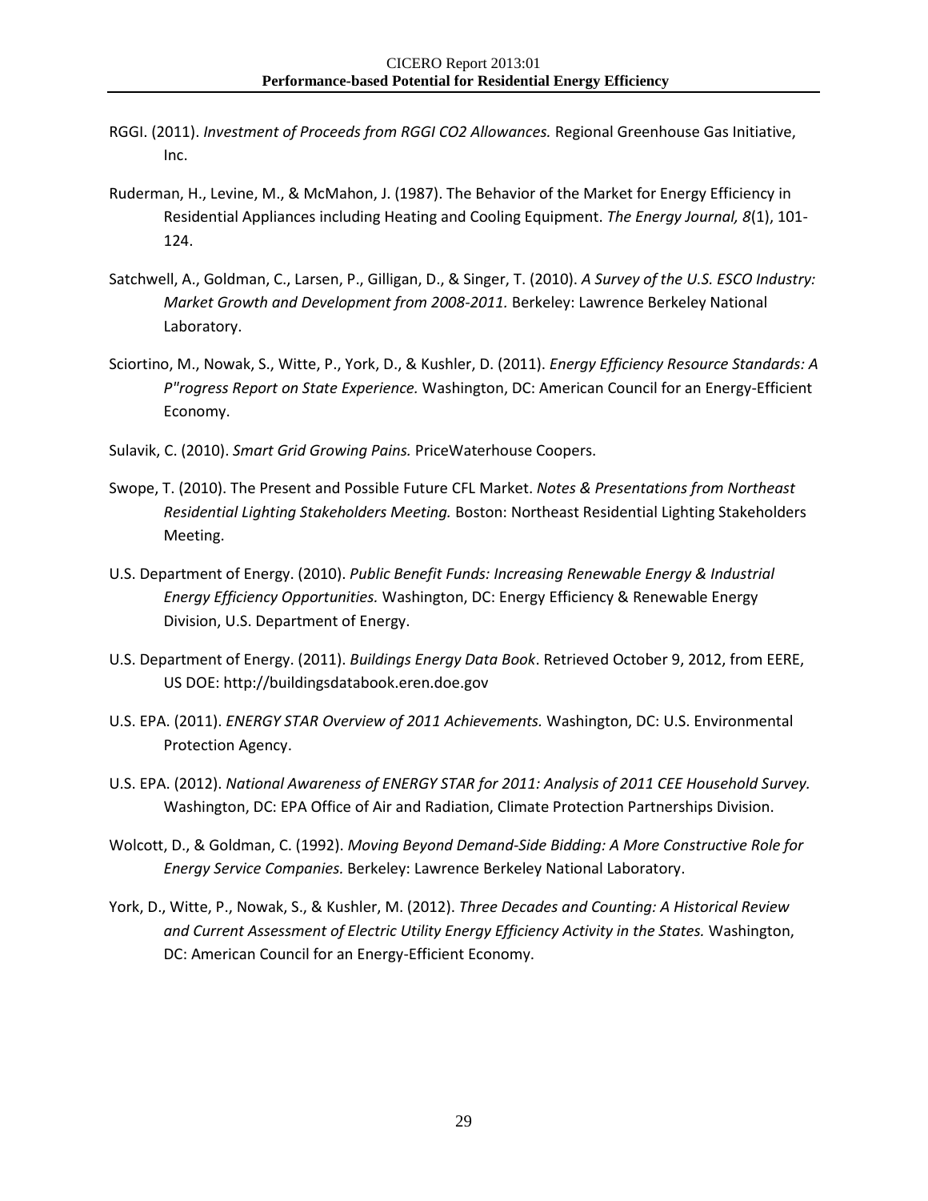RGGI. (2011). *Investment of Proceeds from RGGI CO2 Allowances.* Regional Greenhouse Gas Initiative, Inc.

Ruderman, H., Levine, M., & McMahon, J. (1987). The Behavior of the Market for Energy Efficiency in Residential Appliances including Heating and Cooling Equipment. *The Energy Journal, 8*(1), 101-124.

Satchwell, A., Goldman, C., Larsen, P., Gilligan, D., & Singer, T. (2010). *A Survey of the U.S. ESCO Industry: Market Growth and Development from 2008-2011.* Berkeley: Lawrence Berkeley National Laboratory.

Sciortino, M., Nowak, S., Witte, P., York, D., & Kushler, D. (2011). *Energy Efficiency Resource Standards: A P"rogress Report on State Experience.* Washington, DC: American Council for an Energy-Efficient Economy.

Sulavik, C. (2010). *Smart Grid Growing Pains.* PriceWaterhouse Coopers.

Swope, T. (2010). The Present and Possible Future CFL Market. *Notes & Presentations from Northeast Residential Lighting Stakeholders Meeting.* Boston: Northeast Residential Lighting Stakeholders Meeting.

U.S. Department of Energy. (2010). *Public Benefit Funds: Increasing Renewable Energy & Industrial Energy Efficiency Opportunities.* Washington, DC: Energy Efficiency & Renewable Energy Division, U.S. Department of Energy.

U.S. Department of Energy. (2011). *Buildings Energy Data Book*. Retrieved October 9, 2012, from EERE, US DOE: http://buildingsdatabook.eren.doe.gov

U.S. EPA. (2011). *ENERGY STAR Overview of 2011 Achievements.* Washington, DC: U.S. Environmental Protection Agency.

U.S. EPA. (2012). *National Awareness of ENERGY STAR for 2011: Analysis of 2011 CEE Household Survey.* Washington, DC: EPA Office of Air and Radiation, Climate Protection Partnerships Division.

Wolcott, D., & Goldman, C. (1992). *Moving Beyond Demand-Side Bidding: A More Constructive Role for Energy Service Companies.* Berkeley: Lawrence Berkeley National Laboratory.

York, D., Witte, P., Nowak, S., & Kushler, M. (2012). *Three Decades and Counting: A Historical Review and Current Assessment of Electric Utility Energy Efficiency Activity in the States.* Washington, DC: American Council for an Energy-Efficient Economy.